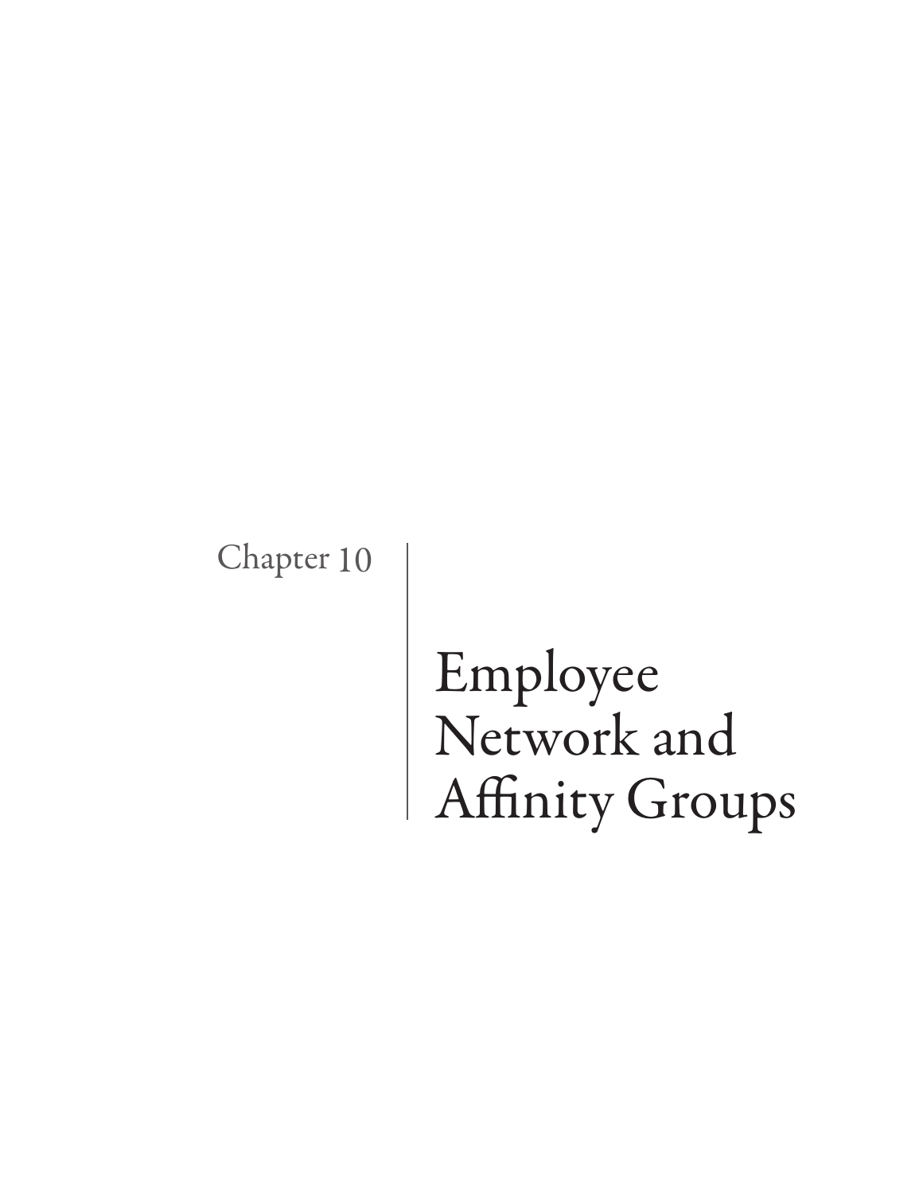Chapter 10

# Employee Network and Affinity Groups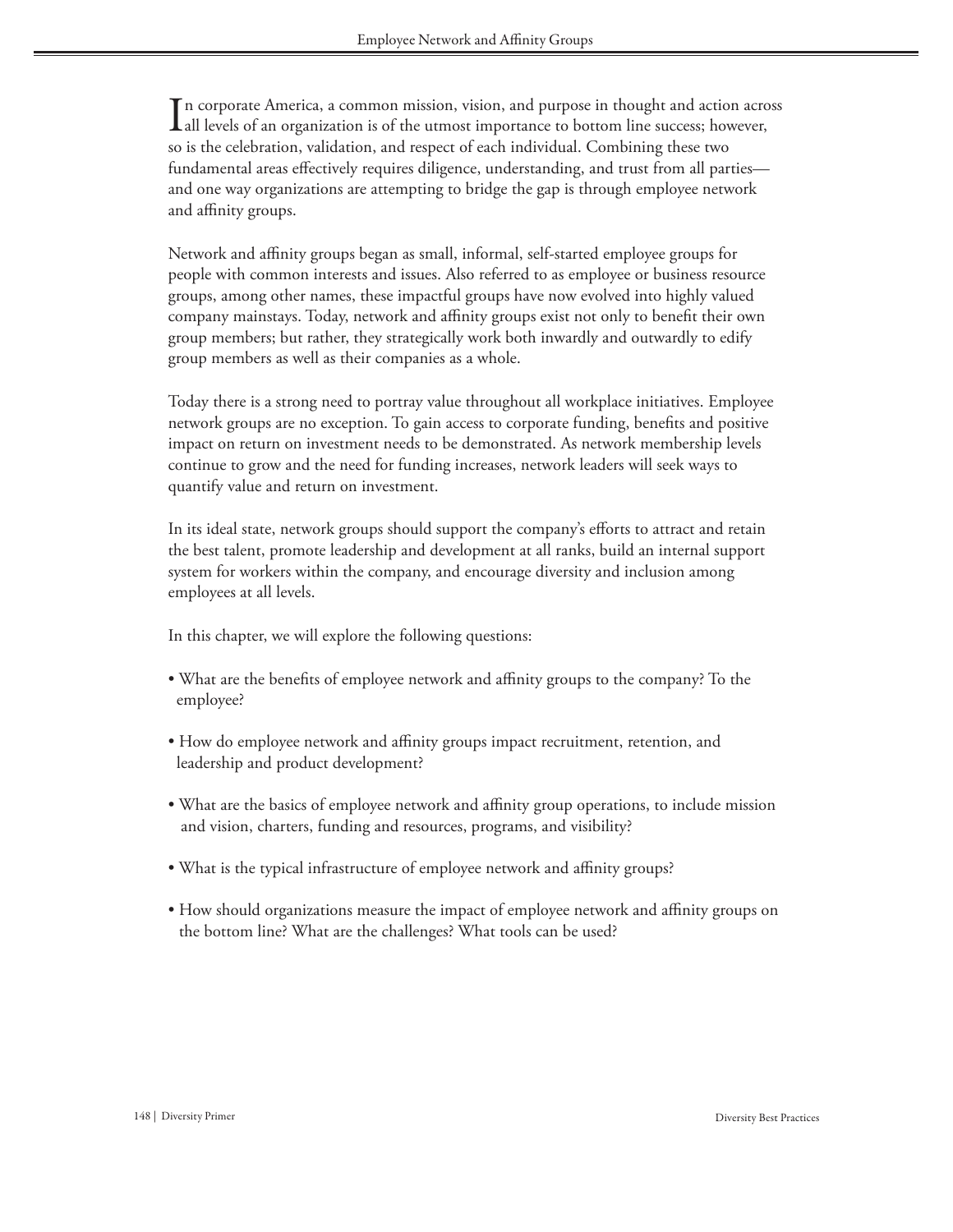In corporate America, a common mission, vision, and purpose in thought and action across all levels of an organization is of the utmost importance to bottom line success; however, so is the celebration, validation, and respect of each individual. Combining these two fundamental areas effectively requires diligence, understanding, and trust from all parties—and one way organizations are attempting to bridge the gap is through employee network and affinity groups.

Network and affinity groups began as small, informal, self-started employee groups for people with common interests and issues. Also referred to as employee or business resource groups, among other names, these impactful groups have now evolved into highly valued company mainstays. Today, network and affinity groups exist not only to benefit their own group members; but rather, they strategically work both inwardly and outwardly to edify group members as well as their companies as a whole.

Today there is a strong need to portray value throughout all workplace initiatives. Employee network groups are no exception. To gain access to corporate funding, benefits and positive impact on return on investment needs to be demonstrated. As network membership levels continue to grow and the need for funding increases, network leaders will seek ways to quantify value and return on investment.

In its ideal state, network groups should support the company's efforts to attract and retain the best talent, promote leadership and development at all ranks, build an internal support system for workers within the company, and encourage diversity and inclusion among employees at all levels.

In this chapter, we will explore the following questions:

- What are the benefits of employee network and affinity groups to the company? To the employee?
- How do employee network and affinity groups impact recruitment, retention, and leadership and product development?
- What are the basics of employee network and affinity group operations, to include mission and vision, charters, funding and resources, programs, and visibility?
- What is the typical infrastructure of employee network and affinity groups?
- How should organizations measure the impact of employee network and affinity groups on the bottom line? What are the challenges? What tools can be used?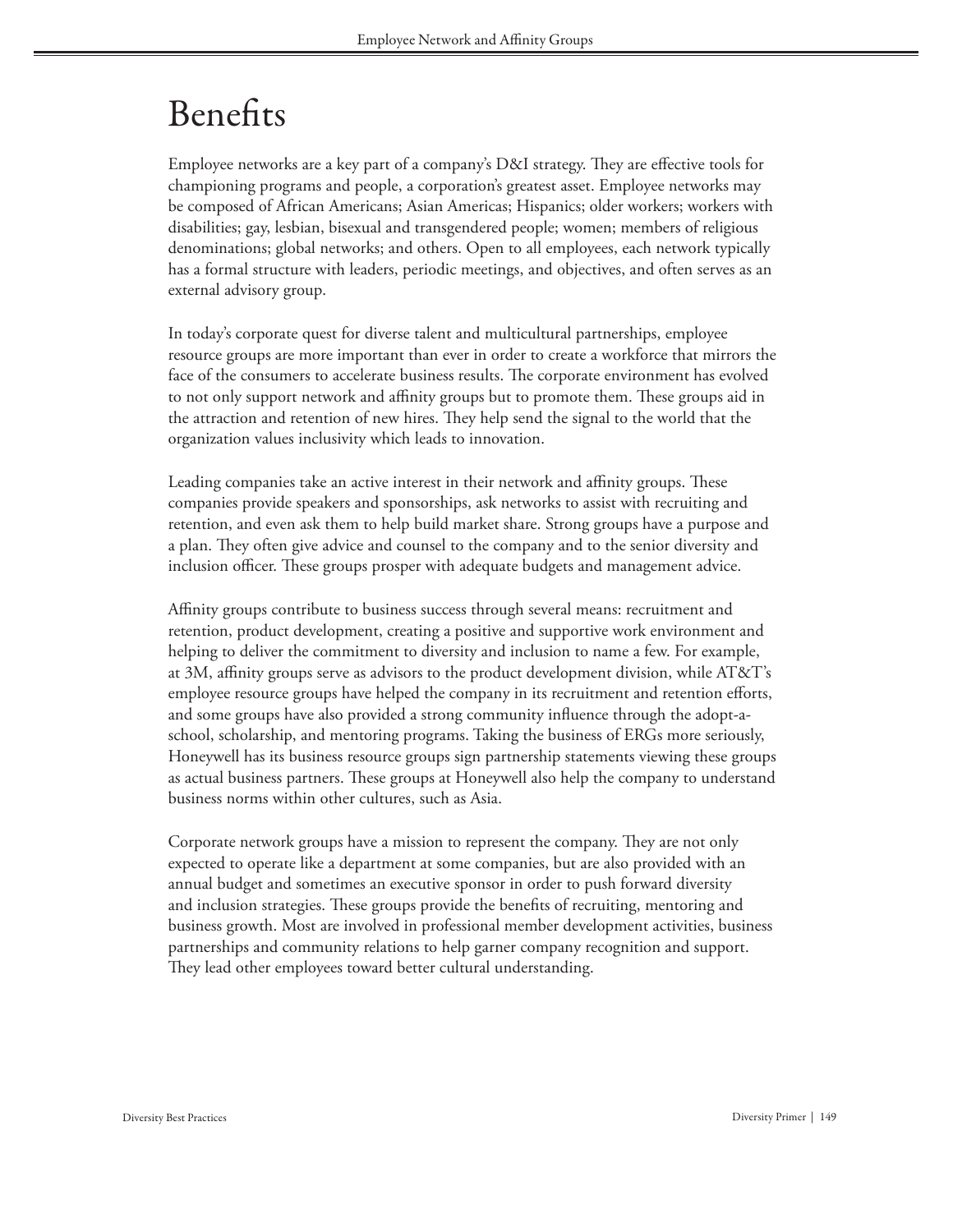# Benefits

Employee networks are a key part of a company's D&I strategy. They are effective tools for championing programs and people, a corporation's greatest asset. Employee networks may be composed of African Americans; Asian Americas; Hispanics; older workers; workers with disabilities; gay, lesbian, bisexual and transgendered people; women; members of religious denominations; global networks; and others. Open to all employees, each network typically has a formal structure with leaders, periodic meetings, and objectives, and often serves as an external advisory group.

In today's corporate quest for diverse talent and multicultural partnerships, employee resource groups are more important than ever in order to create a workforce that mirrors the face of the consumers to accelerate business results. The corporate environment has evolved to not only support network and affinity groups but to promote them. These groups aid in the attraction and retention of new hires. They help send the signal to the world that the organization values inclusivity which leads to innovation.

Leading companies take an active interest in their network and affinity groups. These companies provide speakers and sponsorships, ask networks to assist with recruiting and retention, and even ask them to help build market share. Strong groups have a purpose and a plan. They often give advice and counsel to the company and to the senior diversity and inclusion officer. These groups prosper with adequate budgets and management advice.

Affinity groups contribute to business success through several means: recruitment and retention, product development, creating a positive and supportive work environment and helping to deliver the commitment to diversity and inclusion to name a few. For example, at 3M, affinity groups serve as advisors to the product development division, while AT&T's employee resource groups have helped the company in its recruitment and retention efforts, and some groups have also provided a strong community influence through the adopt-a-school, scholarship, and mentoring programs. Taking the business of ERGs more seriously, Honeywell has its business resource groups sign partnership statements viewing these groups as actual business partners. These groups at Honeywell also help the company to understand business norms within other cultures, such as Asia.

Corporate network groups have a mission to represent the company. They are not only expected to operate like a department at some companies, but are also provided with an annual budget and sometimes an executive sponsor in order to push forward diversity and inclusion strategies. These groups provide the benefits of recruiting, mentoring and business growth. Most are involved in professional member development activities, business partnerships and community relations to help garner company recognition and support. They lead other employees toward better cultural understanding.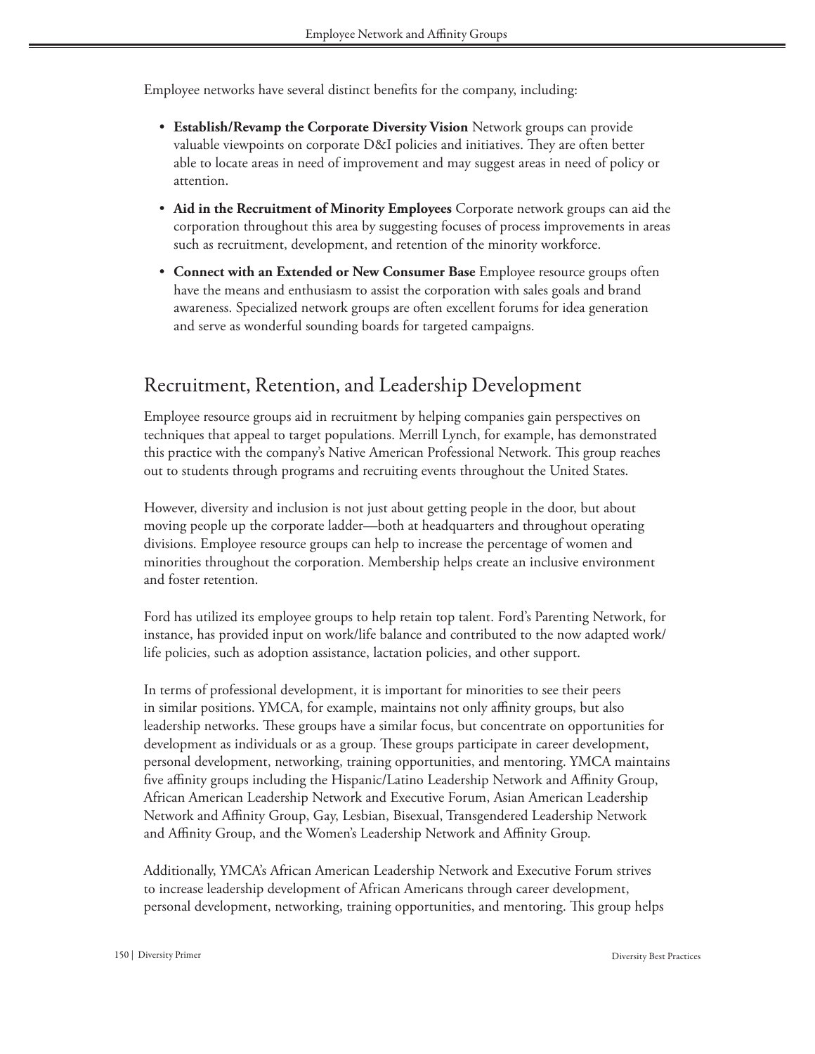Employee networks have several distinct benefits for the company, including:

- **Establish/Revamp the Corporate Diversity Vision** Network groups can provide valuable viewpoints on corporate D&I policies and initiatives. They are often better able to locate areas in need of improvement and may suggest areas in need of policy or attention.
- **Aid in the Recruitment of Minority Employees** Corporate network groups can aid the corporation throughout this area by suggesting focuses of process improvements in areas such as recruitment, development, and retention of the minority workforce.
- **Connect with an Extended or New Consumer Base** Employee resource groups often have the means and enthusiasm to assist the corporation with sales goals and brand awareness. Specialized network groups are often excellent forums for idea generation and serve as wonderful sounding boards for targeted campaigns.

## Recruitment, Retention, and Leadership Development

Employee resource groups aid in recruitment by helping companies gain perspectives on techniques that appeal to target populations. Merrill Lynch, for example, has demonstrated this practice with the company's Native American Professional Network. This group reaches out to students through programs and recruiting events throughout the United States.

However, diversity and inclusion is not just about getting people in the door, but about moving people up the corporate ladder—both at headquarters and throughout operating divisions. Employee resource groups can help to increase the percentage of women and minorities throughout the corporation. Membership helps create an inclusive environment and foster retention.

Ford has utilized its employee groups to help retain top talent. Ford's Parenting Network, for instance, has provided input on work/life balance and contributed to the now adapted work/life policies, such as adoption assistance, lactation policies, and other support.

In terms of professional development, it is important for minorities to see their peers in similar positions. YMCA, for example, maintains not only affinity groups, but also leadership networks. These groups have a similar focus, but concentrate on opportunities for development as individuals or as a group. These groups participate in career development, personal development, networking, training opportunities, and mentoring. YMCA maintains five affinity groups including the Hispanic/Latino Leadership Network and Affinity Group, African American Leadership Network and Executive Forum, Asian American Leadership Network and Affinity Group, Gay, Lesbian, Bisexual, Transgendered Leadership Network and Affinity Group, and the Women's Leadership Network and Affinity Group.

Additionally, YMCA's African American Leadership Network and Executive Forum strives to increase leadership development of African Americans through career development, personal development, networking, training opportunities, and mentoring. This group helps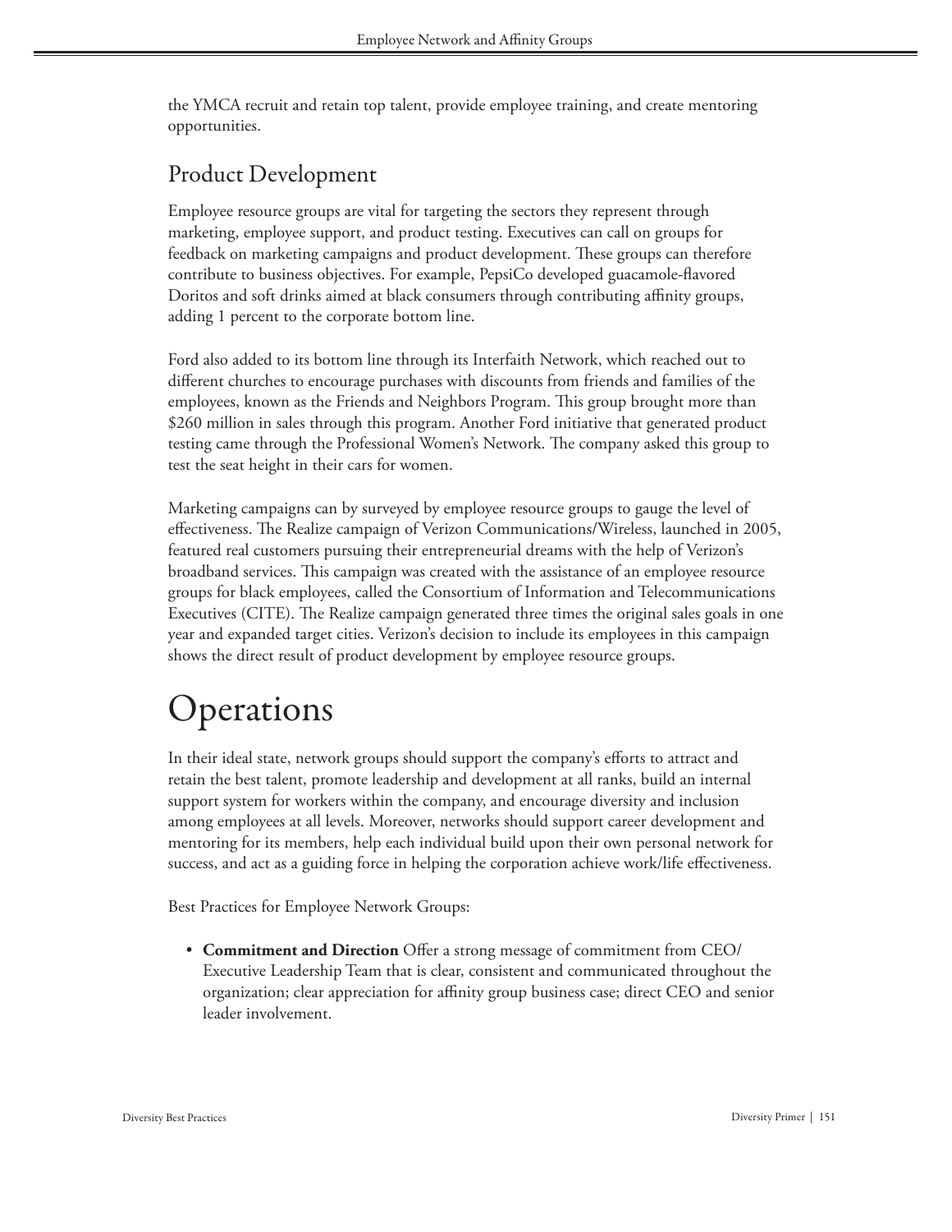the YMCA recruit and retain top talent, provide employee training, and create mentoring opportunities.

## Product Development

Employee resource groups are vital for targeting the sectors they represent through marketing, employee support, and product testing. Executives can call on groups for feedback on marketing campaigns and product development. These groups can therefore contribute to business objectives. For example, PepsiCo developed guacamole-flavored Doritos and soft drinks aimed at black consumers through contributing affinity groups, adding 1 percent to the corporate bottom line.

Ford also added to its bottom line through its Interfaith Network, which reached out to different churches to encourage purchases with discounts from friends and families of the employees, known as the Friends and Neighbors Program. This group brought more than $260 million in sales through this program. Another Ford initiative that generated product testing came through the Professional Women's Network. The company asked this group to test the seat height in their cars for women.

Marketing campaigns can by surveyed by employee resource groups to gauge the level of effectiveness. The Realize campaign of Verizon Communications/Wireless, launched in 2005, featured real customers pursuing their entrepreneurial dreams with the help of Verizon's broadband services. This campaign was created with the assistance of an employee resource groups for black employees, called the Consortium of Information and Telecommunications Executives (CITE). The Realize campaign generated three times the original sales goals in one year and expanded target cities. Verizon's decision to include its employees in this campaign shows the direct result of product development by employee resource groups.

# Operations

In their ideal state, network groups should support the company's efforts to attract and retain the best talent, promote leadership and development at all ranks, build an internal support system for workers within the company, and encourage diversity and inclusion among employees at all levels. Moreover, networks should support career development and mentoring for its members, help each individual build upon their own personal network for success, and act as a guiding force in helping the corporation achieve work/life effectiveness.

Best Practices for Employee Network Groups:

- **Commitment and Direction** Offer a strong message of commitment from CEO/ Executive Leadership Team that is clear, consistent and communicated throughout the organization; clear appreciation for affinity group business case; direct CEO and senior leader involvement.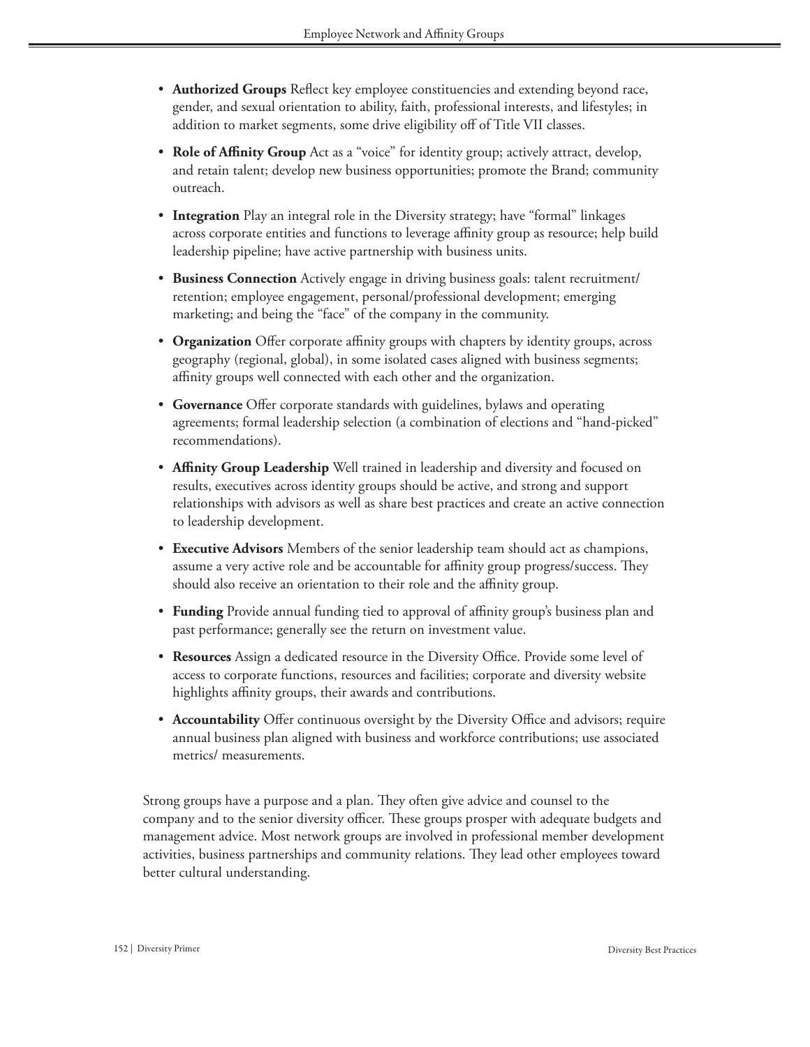- **Authorized Groups** Reflect key employee constituencies and extending beyond race, gender, and sexual orientation to ability, faith, professional interests, and lifestyles; in addition to market segments, some drive eligibility off of Title VII classes.
- **Role of Affinity Group** Act as a "voice" for identity group; actively attract, develop, and retain talent; develop new business opportunities; promote the Brand; community outreach.
- **Integration** Play an integral role in the Diversity strategy; have "formal" linkages across corporate entities and functions to leverage affinity group as resource; help build leadership pipeline; have active partnership with business units.
- **Business Connection** Actively engage in driving business goals: talent recruitment/ retention; employee engagement, personal/professional development; emerging marketing; and being the "face" of the company in the community.
- **Organization** Offer corporate affinity groups with chapters by identity groups, across geography (regional, global), in some isolated cases aligned with business segments; affinity groups well connected with each other and the organization.
- **Governance** Offer corporate standards with guidelines, bylaws and operating agreements; formal leadership selection (a combination of elections and "hand-picked" recommendations).
- **Affinity Group Leadership** Well trained in leadership and diversity and focused on results, executives across identity groups should be active, and strong and support relationships with advisors as well as share best practices and create an active connection to leadership development.
- **Executive Advisors** Members of the senior leadership team should act as champions, assume a very active role and be accountable for affinity group progress/success. They should also receive an orientation to their role and the affinity group.
- **Funding** Provide annual funding tied to approval of affinity group's business plan and past performance; generally see the return on investment value.
- **Resources** Assign a dedicated resource in the Diversity Office. Provide some level of access to corporate functions, resources and facilities; corporate and diversity website highlights affinity groups, their awards and contributions.
- **Accountability** Offer continuous oversight by the Diversity Office and advisors; require annual business plan aligned with business and workforce contributions; use associated metrics/ measurements.

Strong groups have a purpose and a plan. They often give advice and counsel to the company and to the senior diversity officer. These groups prosper with adequate budgets and management advice. Most network groups are involved in professional member development activities, business partnerships and community relations. They lead other employees toward better cultural understanding.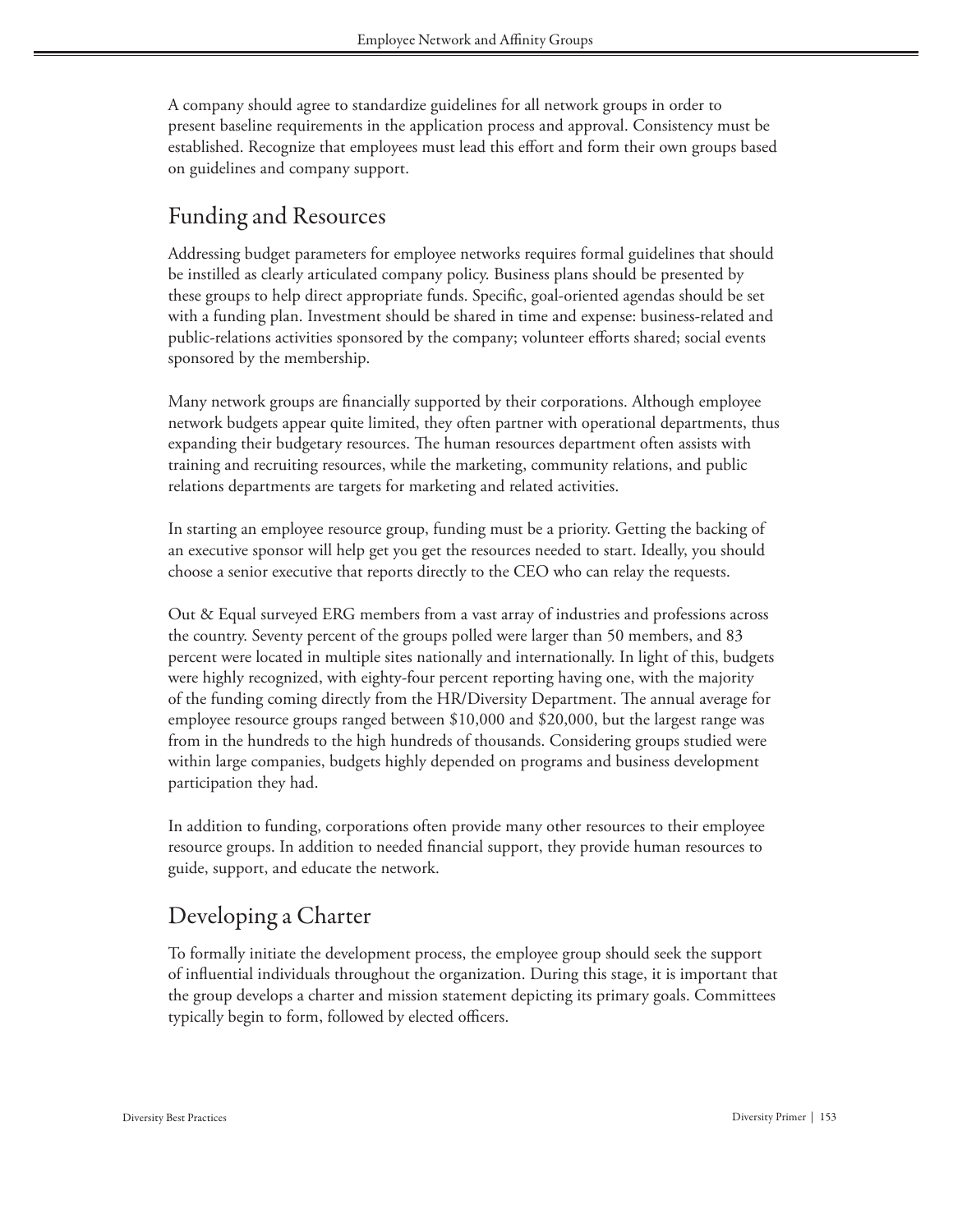A company should agree to standardize guidelines for all network groups in order to present baseline requirements in the application process and approval. Consistency must be established. Recognize that employees must lead this effort and form their own groups based on guidelines and company support.

## Funding and Resources

Addressing budget parameters for employee networks requires formal guidelines that should be instilled as clearly articulated company policy. Business plans should be presented by these groups to help direct appropriate funds. Specific, goal-oriented agendas should be set with a funding plan. Investment should be shared in time and expense: business-related and public-relations activities sponsored by the company; volunteer efforts shared; social events sponsored by the membership.

Many network groups are financially supported by their corporations. Although employee network budgets appear quite limited, they often partner with operational departments, thus expanding their budgetary resources. The human resources department often assists with training and recruiting resources, while the marketing, community relations, and public relations departments are targets for marketing and related activities.

In starting an employee resource group, funding must be a priority. Getting the backing of an executive sponsor will help get you get the resources needed to start. Ideally, you should choose a senior executive that reports directly to the CEO who can relay the requests.

Out & Equal surveyed ERG members from a vast array of industries and professions across the country. Seventy percent of the groups polled were larger than 50 members, and 83 percent were located in multiple sites nationally and internationally. In light of this, budgets were highly recognized, with eighty-four percent reporting having one, with the majority of the funding coming directly from the HR/Diversity Department. The annual average for employee resource groups ranged between $10,000 and $20,000, but the largest range was from in the hundreds to the high hundreds of thousands. Considering groups studied were within large companies, budgets highly depended on programs and business development participation they had.

In addition to funding, corporations often provide many other resources to their employee resource groups. In addition to needed financial support, they provide human resources to guide, support, and educate the network.

## Developing a Charter

To formally initiate the development process, the employee group should seek the support of influential individuals throughout the organization. During this stage, it is important that the group develops a charter and mission statement depicting its primary goals. Committees typically begin to form, followed by elected officers.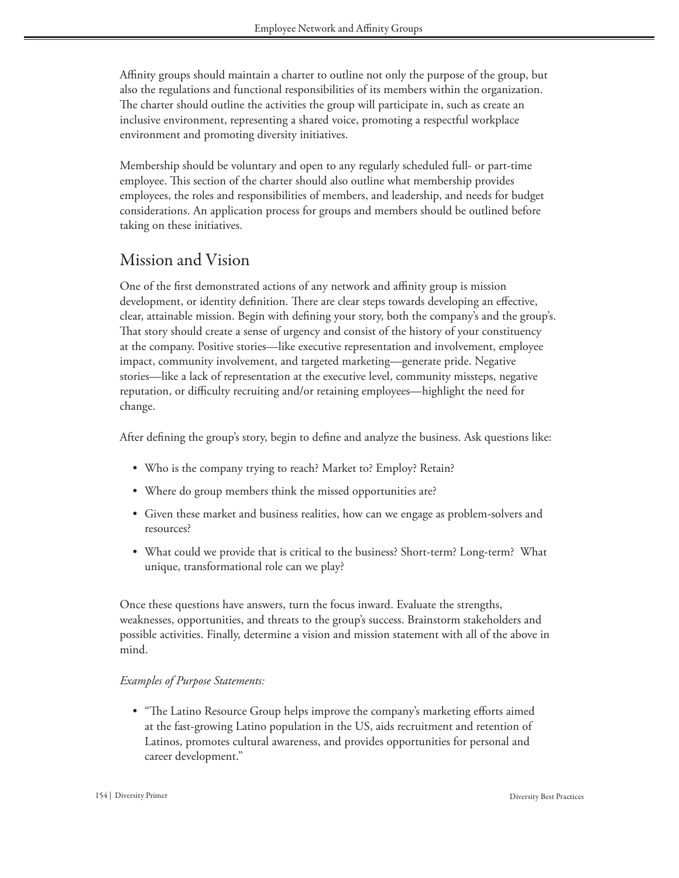Affinity groups should maintain a charter to outline not only the purpose of the group, but also the regulations and functional responsibilities of its members within the organization. The charter should outline the activities the group will participate in, such as create an inclusive environment, representing a shared voice, promoting a respectful workplace environment and promoting diversity initiatives.

Membership should be voluntary and open to any regularly scheduled full- or part-time employee. This section of the charter should also outline what membership provides employees, the roles and responsibilities of members, and leadership, and needs for budget considerations. An application process for groups and members should be outlined before taking on these initiatives.

## Mission and Vision

One of the first demonstrated actions of any network and affinity group is mission development, or identity definition. There are clear steps towards developing an effective, clear, attainable mission. Begin with defining your story, both the company's and the group's. That story should create a sense of urgency and consist of the history of your constituency at the company. Positive stories—like executive representation and involvement, employee impact, community involvement, and targeted marketing—generate pride. Negative stories—like a lack of representation at the executive level, community missteps, negative reputation, or difficulty recruiting and/or retaining employees—highlight the need for change.

After defining the group's story, begin to define and analyze the business. Ask questions like:

- Who is the company trying to reach? Market to? Employ? Retain?
- Where do group members think the missed opportunities are?
- Given these market and business realities, how can we engage as problem-solvers and resources?
- What could we provide that is critical to the business? Short-term? Long-term? What unique, transformational role can we play?

Once these questions have answers, turn the focus inward. Evaluate the strengths, weaknesses, opportunities, and threats to the group's success. Brainstorm stakeholders and possible activities. Finally, determine a vision and mission statement with all of the above in mind.

*Examples of Purpose Statements:*

- "The Latino Resource Group helps improve the company's marketing efforts aimed at the fast-growing Latino population in the US, aids recruitment and retention of Latinos, promotes cultural awareness, and provides opportunities for personal and career development."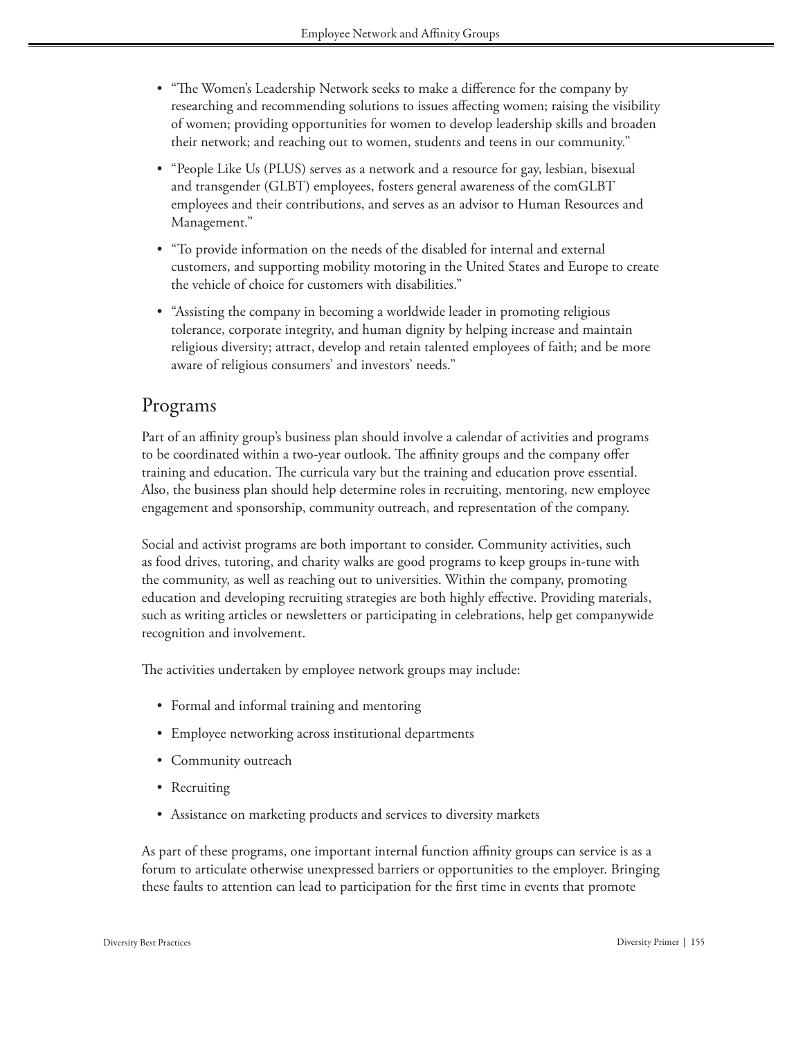- "The Women's Leadership Network seeks to make a difference for the company by researching and recommending solutions to issues affecting women; raising the visibility of women; providing opportunities for women to develop leadership skills and broaden their network; and reaching out to women, students and teens in our community."
- "People Like Us (PLUS) serves as a network and a resource for gay, lesbian, bisexual and transgender (GLBT) employees, fosters general awareness of the comGLBT employees and their contributions, and serves as an advisor to Human Resources and Management."
- "To provide information on the needs of the disabled for internal and external customers, and supporting mobility motoring in the United States and Europe to create the vehicle of choice for customers with disabilities."
- "Assisting the company in becoming a worldwide leader in promoting religious tolerance, corporate integrity, and human dignity by helping increase and maintain religious diversity; attract, develop and retain talented employees of faith; and be more aware of religious consumers' and investors' needs."

## Programs

Part of an affinity group's business plan should involve a calendar of activities and programs to be coordinated within a two-year outlook. The affinity groups and the company offer training and education. The curricula vary but the training and education prove essential. Also, the business plan should help determine roles in recruiting, mentoring, new employee engagement and sponsorship, community outreach, and representation of the company.

Social and activist programs are both important to consider. Community activities, such as food drives, tutoring, and charity walks are good programs to keep groups in-tune with the community, as well as reaching out to universities. Within the company, promoting education and developing recruiting strategies are both highly effective. Providing materials, such as writing articles or newsletters or participating in celebrations, help get companywide recognition and involvement.

The activities undertaken by employee network groups may include:

- Formal and informal training and mentoring
- Employee networking across institutional departments
- Community outreach
- Recruiting
- Assistance on marketing products and services to diversity markets

As part of these programs, one important internal function affinity groups can service is as a forum to articulate otherwise unexpressed barriers or opportunities to the employer. Bringing these faults to attention can lead to participation for the first time in events that promote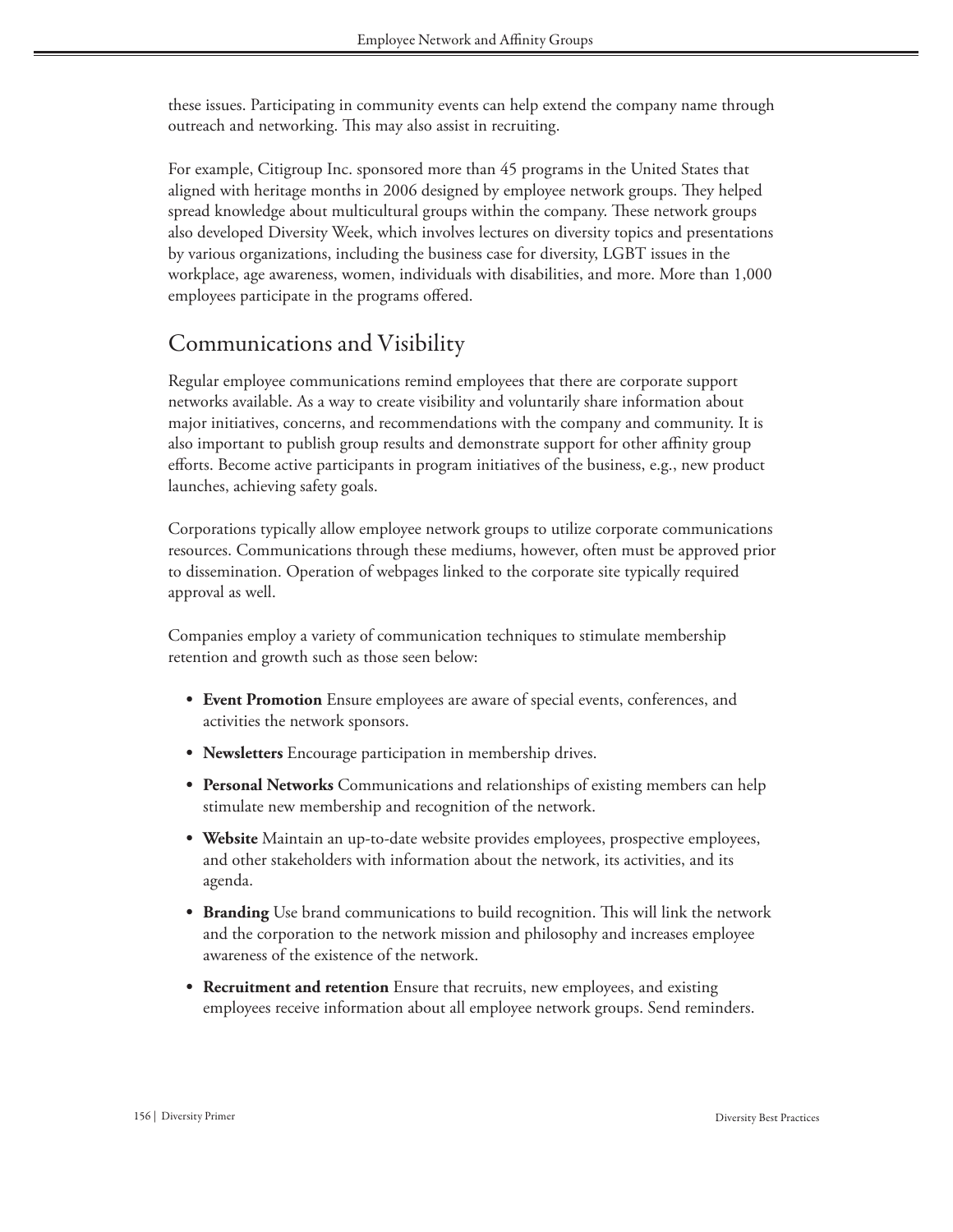these issues. Participating in community events can help extend the company name through outreach and networking. This may also assist in recruiting.

For example, Citigroup Inc. sponsored more than 45 programs in the United States that aligned with heritage months in 2006 designed by employee network groups. They helped spread knowledge about multicultural groups within the company. These network groups also developed Diversity Week, which involves lectures on diversity topics and presentations by various organizations, including the business case for diversity, LGBT issues in the workplace, age awareness, women, individuals with disabilities, and more. More than 1,000 employees participate in the programs offered.

## Communications and Visibility

Regular employee communications remind employees that there are corporate support networks available. As a way to create visibility and voluntarily share information about major initiatives, concerns, and recommendations with the company and community. It is also important to publish group results and demonstrate support for other affinity group efforts. Become active participants in program initiatives of the business, e.g., new product launches, achieving safety goals.

Corporations typically allow employee network groups to utilize corporate communications resources. Communications through these mediums, however, often must be approved prior to dissemination. Operation of webpages linked to the corporate site typically required approval as well.

Companies employ a variety of communication techniques to stimulate membership retention and growth such as those seen below:

- **Event Promotion** Ensure employees are aware of special events, conferences, and activities the network sponsors.
- **Newsletters** Encourage participation in membership drives.
- **Personal Networks** Communications and relationships of existing members can help stimulate new membership and recognition of the network.
- **Website** Maintain an up-to-date website provides employees, prospective employees, and other stakeholders with information about the network, its activities, and its agenda.
- **Branding** Use brand communications to build recognition. This will link the network and the corporation to the network mission and philosophy and increases employee awareness of the existence of the network.
- **Recruitment and retention** Ensure that recruits, new employees, and existing employees receive information about all employee network groups. Send reminders.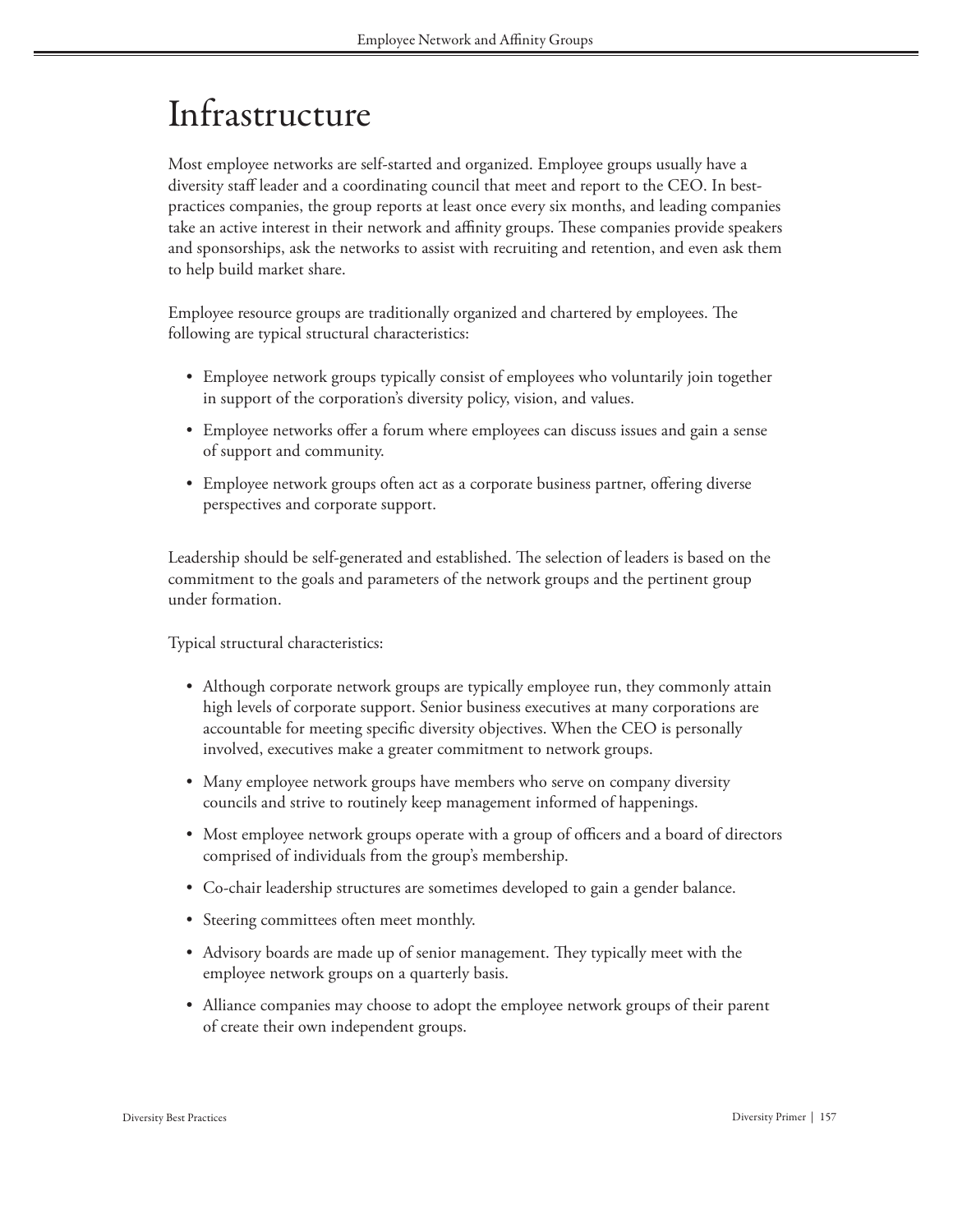# Infrastructure

Most employee networks are self-started and organized. Employee groups usually have a diversity staff leader and a coordinating council that meet and report to the CEO. In best-practices companies, the group reports at least once every six months, and leading companies take an active interest in their network and affinity groups. These companies provide speakers and sponsorships, ask the networks to assist with recruiting and retention, and even ask them to help build market share.

Employee resource groups are traditionally organized and chartered by employees. The following are typical structural characteristics:

- Employee network groups typically consist of employees who voluntarily join together in support of the corporation's diversity policy, vision, and values.
- Employee networks offer a forum where employees can discuss issues and gain a sense of support and community.
- Employee network groups often act as a corporate business partner, offering diverse perspectives and corporate support.

Leadership should be self-generated and established. The selection of leaders is based on the commitment to the goals and parameters of the network groups and the pertinent group under formation.

Typical structural characteristics:

- Although corporate network groups are typically employee run, they commonly attain high levels of corporate support. Senior business executives at many corporations are accountable for meeting specific diversity objectives. When the CEO is personally involved, executives make a greater commitment to network groups.
- Many employee network groups have members who serve on company diversity councils and strive to routinely keep management informed of happenings.
- Most employee network groups operate with a group of officers and a board of directors comprised of individuals from the group's membership.
- Co-chair leadership structures are sometimes developed to gain a gender balance.
- Steering committees often meet monthly.
- Advisory boards are made up of senior management. They typically meet with the employee network groups on a quarterly basis.
- Alliance companies may choose to adopt the employee network groups of their parent of create their own independent groups.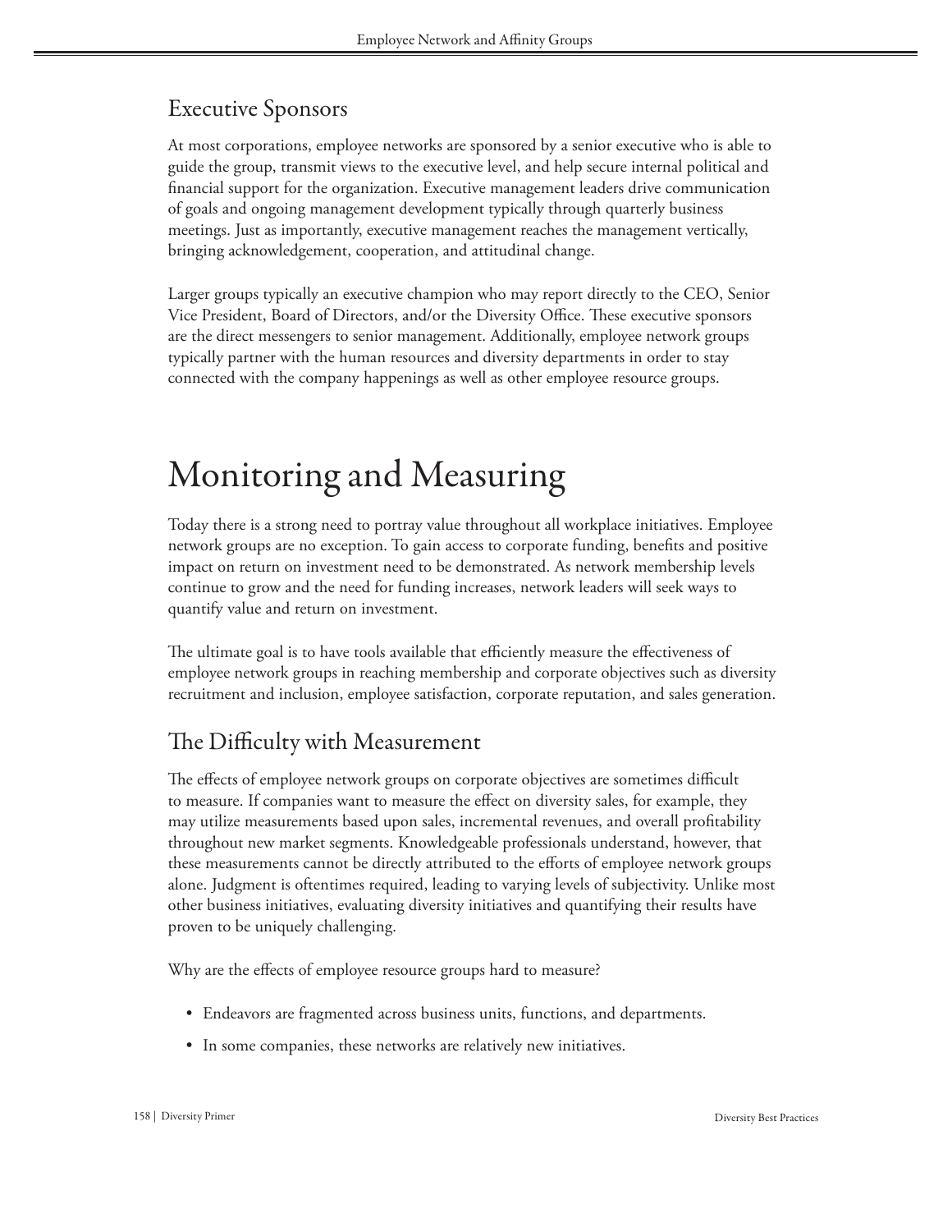## Executive Sponsors

At most corporations, employee networks are sponsored by a senior executive who is able to guide the group, transmit views to the executive level, and help secure internal political and financial support for the organization. Executive management leaders drive communication of goals and ongoing management development typically through quarterly business meetings. Just as importantly, executive management reaches the management vertically, bringing acknowledgement, cooperation, and attitudinal change.

Larger groups typically an executive champion who may report directly to the CEO, Senior Vice President, Board of Directors, and/or the Diversity Office. These executive sponsors are the direct messengers to senior management. Additionally, employee network groups typically partner with the human resources and diversity departments in order to stay connected with the company happenings as well as other employee resource groups.

# Monitoring and Measuring

Today there is a strong need to portray value throughout all workplace initiatives. Employee network groups are no exception. To gain access to corporate funding, benefits and positive impact on return on investment need to be demonstrated. As network membership levels continue to grow and the need for funding increases, network leaders will seek ways to quantify value and return on investment.

The ultimate goal is to have tools available that efficiently measure the effectiveness of employee network groups in reaching membership and corporate objectives such as diversity recruitment and inclusion, employee satisfaction, corporate reputation, and sales generation.

## The Difficulty with Measurement

The effects of employee network groups on corporate objectives are sometimes difficult to measure. If companies want to measure the effect on diversity sales, for example, they may utilize measurements based upon sales, incremental revenues, and overall profitability throughout new market segments. Knowledgeable professionals understand, however, that these measurements cannot be directly attributed to the efforts of employee network groups alone. Judgment is oftentimes required, leading to varying levels of subjectivity. Unlike most other business initiatives, evaluating diversity initiatives and quantifying their results have proven to be uniquely challenging.

Why are the effects of employee resource groups hard to measure?

- Endeavors are fragmented across business units, functions, and departments.
- In some companies, these networks are relatively new initiatives.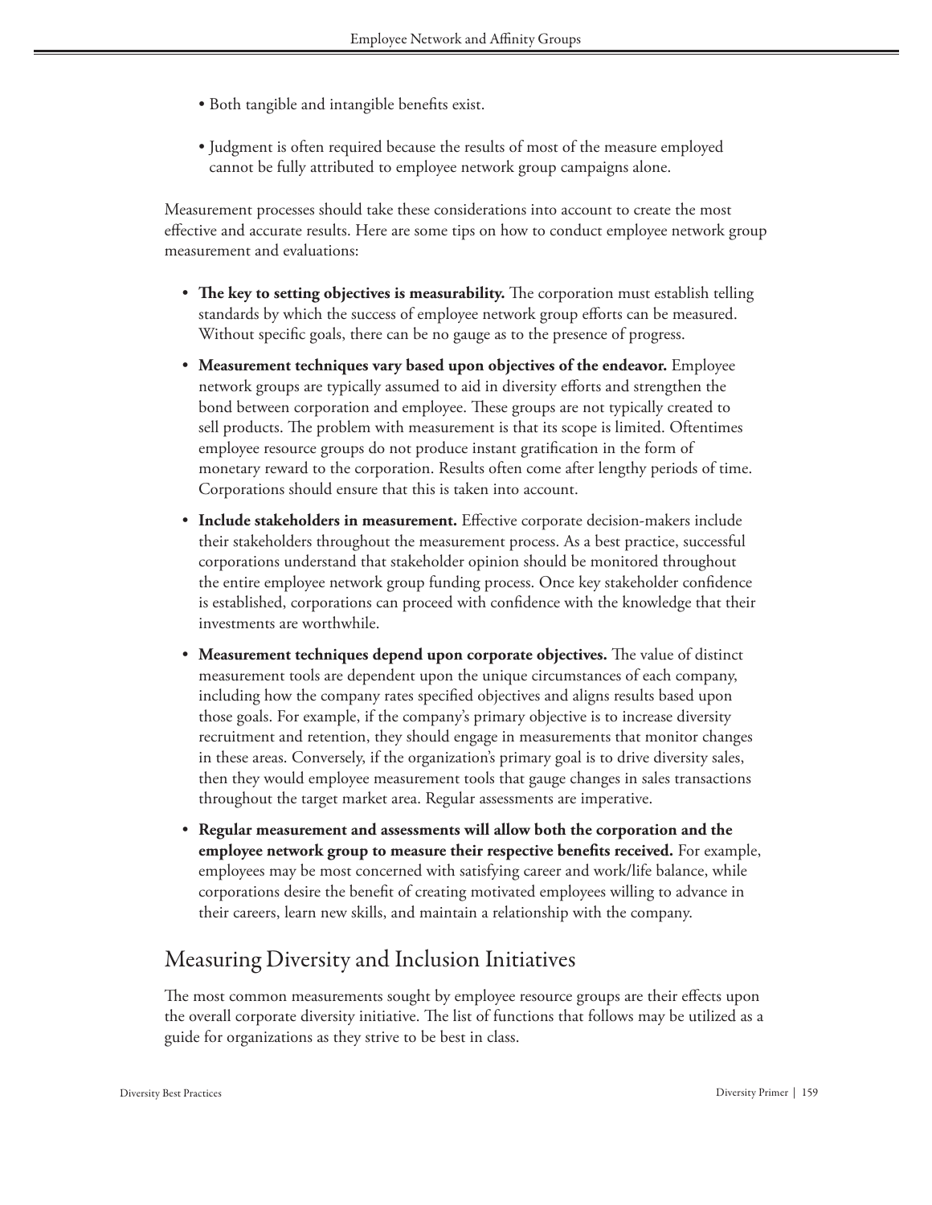- Both tangible and intangible benefits exist.
- Judgment is often required because the results of most of the measure employed cannot be fully attributed to employee network group campaigns alone.

Measurement processes should take these considerations into account to create the most effective and accurate results. Here are some tips on how to conduct employee network group measurement and evaluations:

- **The key to setting objectives is measurability.** The corporation must establish telling standards by which the success of employee network group efforts can be measured. Without specific goals, there can be no gauge as to the presence of progress.
- **Measurement techniques vary based upon objectives of the endeavor.** Employee network groups are typically assumed to aid in diversity efforts and strengthen the bond between corporation and employee. These groups are not typically created to sell products. The problem with measurement is that its scope is limited. Oftentimes employee resource groups do not produce instant gratification in the form of monetary reward to the corporation. Results often come after lengthy periods of time. Corporations should ensure that this is taken into account.
- **Include stakeholders in measurement.** Effective corporate decision-makers include their stakeholders throughout the measurement process. As a best practice, successful corporations understand that stakeholder opinion should be monitored throughout the entire employee network group funding process. Once key stakeholder confidence is established, corporations can proceed with confidence with the knowledge that their investments are worthwhile.
- **Measurement techniques depend upon corporate objectives.** The value of distinct measurement tools are dependent upon the unique circumstances of each company, including how the company rates specified objectives and aligns results based upon those goals. For example, if the company's primary objective is to increase diversity recruitment and retention, they should engage in measurements that monitor changes in these areas. Conversely, if the organization's primary goal is to drive diversity sales, then they would employee measurement tools that gauge changes in sales transactions throughout the target market area. Regular assessments are imperative.
- **Regular measurement and assessments will allow both the corporation and the employee network group to measure their respective benefits received.** For example, employees may be most concerned with satisfying career and work/life balance, while corporations desire the benefit of creating motivated employees willing to advance in their careers, learn new skills, and maintain a relationship with the company.

## Measuring Diversity and Inclusion Initiatives

The most common measurements sought by employee resource groups are their effects upon the overall corporate diversity initiative. The list of functions that follows may be utilized as a guide for organizations as they strive to be best in class.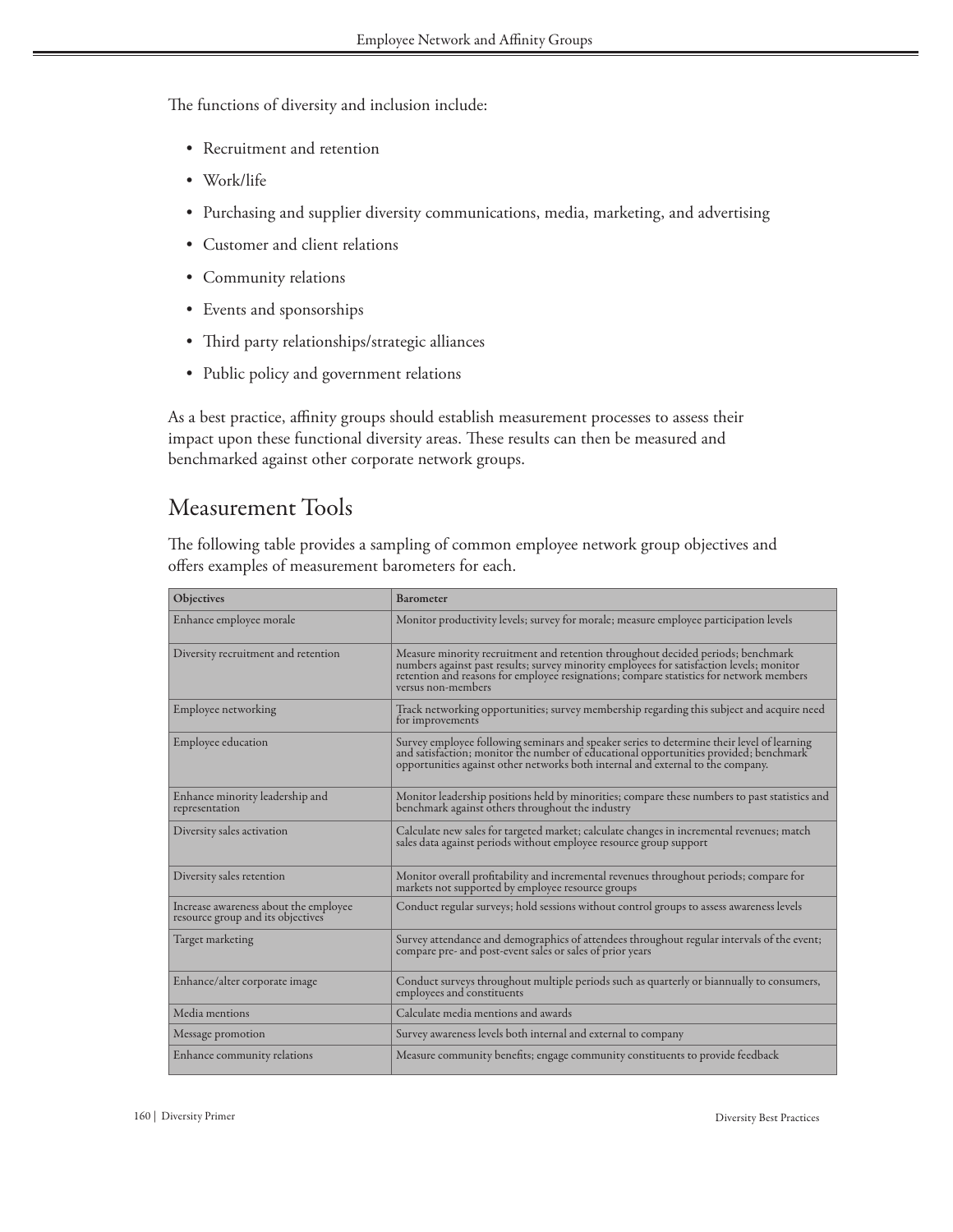The functions of diversity and inclusion include:

- Recruitment and retention
- Work/life
- Purchasing and supplier diversity communications, media, marketing, and advertising
- Customer and client relations
- Community relations
- Events and sponsorships
- Third party relationships/strategic alliances
- Public policy and government relations

As a best practice, affinity groups should establish measurement processes to assess their impact upon these functional diversity areas. These results can then be measured and benchmarked against other corporate network groups.

## Measurement Tools

The following table provides a sampling of common employee network group objectives and offers examples of measurement barometers for each.

| Objectives | Barometer |
|---|---|
| Enhance employee morale | Monitor productivity levels; survey for morale; measure employee participation levels |
| Diversity recruitment and retention | Measure minority recruitment and retention throughout decided periods; benchmark numbers against past results; survey minority employees for satisfaction levels; monitor retention and reasons for employee resignations; compare statistics for network members versus non-members |
| Employee networking | Track networking opportunities; survey membership regarding this subject and acquire need for improvements |
| Employee education | Survey employee following seminars and speaker series to determine their level of learning and satisfaction; monitor the number of educational opportunities provided; benchmark opportunities against other networks both internal and external to the company. |
| Enhance minority leadership and representation | Monitor leadership positions held by minorities; compare these numbers to past statistics and benchmark against others throughout the industry |
| Diversity sales activation | Calculate new sales for targeted market; calculate changes in incremental revenues; match sales data against periods without employee resource group support |
| Diversity sales retention | Monitor overall profitability and incremental revenues throughout periods; compare for markets not supported by employee resource groups |
| Increase awareness about the employee resource group and its objectives | Conduct regular surveys; hold sessions without control groups to assess awareness levels |
| Target marketing | Survey attendance and demographics of attendees throughout regular intervals of the event; compare pre- and post-event sales or sales of prior years |
| Enhance/alter corporate image | Conduct surveys throughout multiple periods such as quarterly or biannually to consumers, employees and constituents |
| Media mentions | Calculate media mentions and awards |
| Message promotion | Survey awareness levels both internal and external to company |
| Enhance community relations | Measure community benefits; engage community constituents to provide feedback |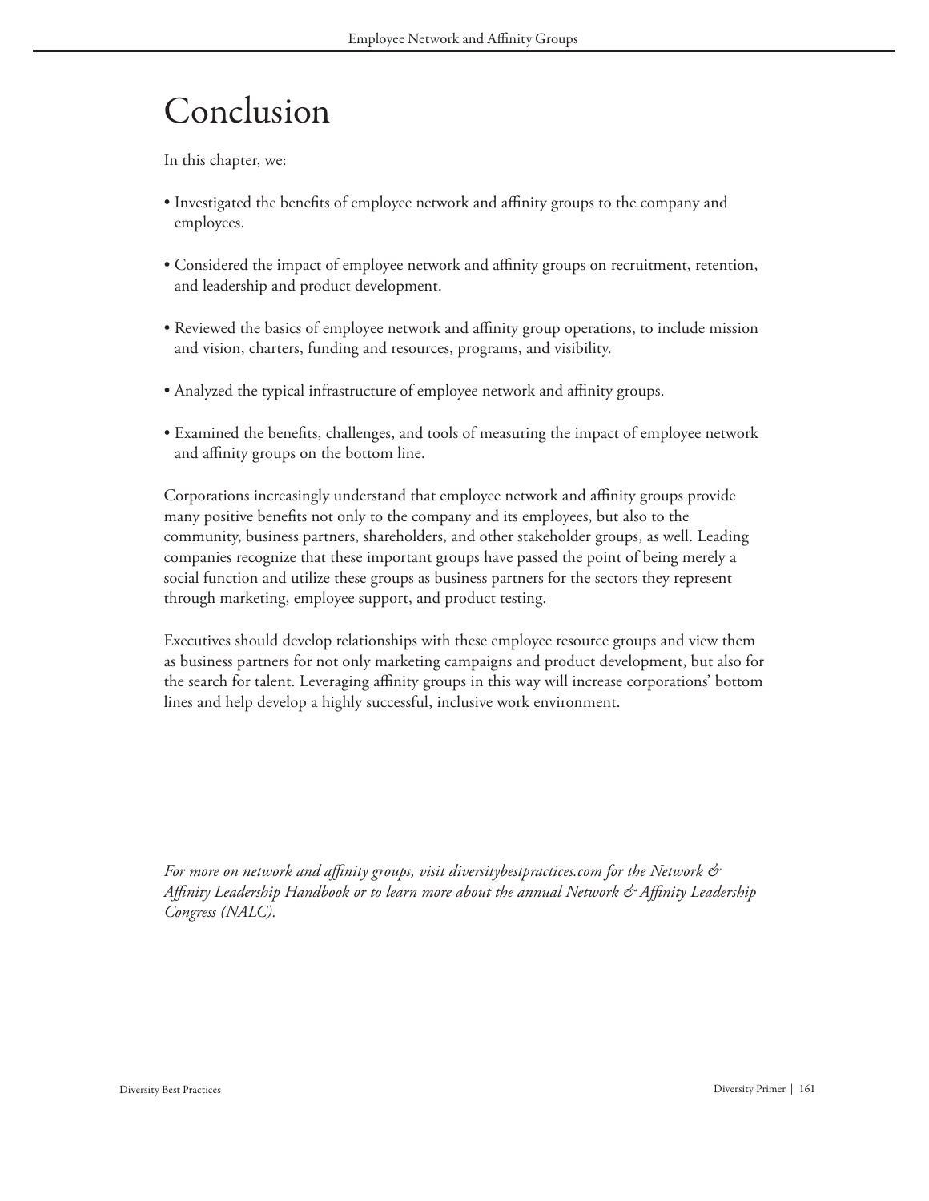# Conclusion

In this chapter, we:

- Investigated the benefits of employee network and affinity groups to the company and employees.
- Considered the impact of employee network and affinity groups on recruitment, retention, and leadership and product development.
- Reviewed the basics of employee network and affinity group operations, to include mission and vision, charters, funding and resources, programs, and visibility.
- Analyzed the typical infrastructure of employee network and affinity groups.
- Examined the benefits, challenges, and tools of measuring the impact of employee network and affinity groups on the bottom line.

Corporations increasingly understand that employee network and affinity groups provide many positive benefits not only to the company and its employees, but also to the community, business partners, shareholders, and other stakeholder groups, as well. Leading companies recognize that these important groups have passed the point of being merely a social function and utilize these groups as business partners for the sectors they represent through marketing, employee support, and product testing.

Executives should develop relationships with these employee resource groups and view them as business partners for not only marketing campaigns and product development, but also for the search for talent. Leveraging affinity groups in this way will increase corporations' bottom lines and help develop a highly successful, inclusive work environment.

*For more on network and affinity groups, visit diversitybestpractices.com for the Network & Affinity Leadership Handbook or to learn more about the annual Network & Affinity Leadership Congress (NALC).*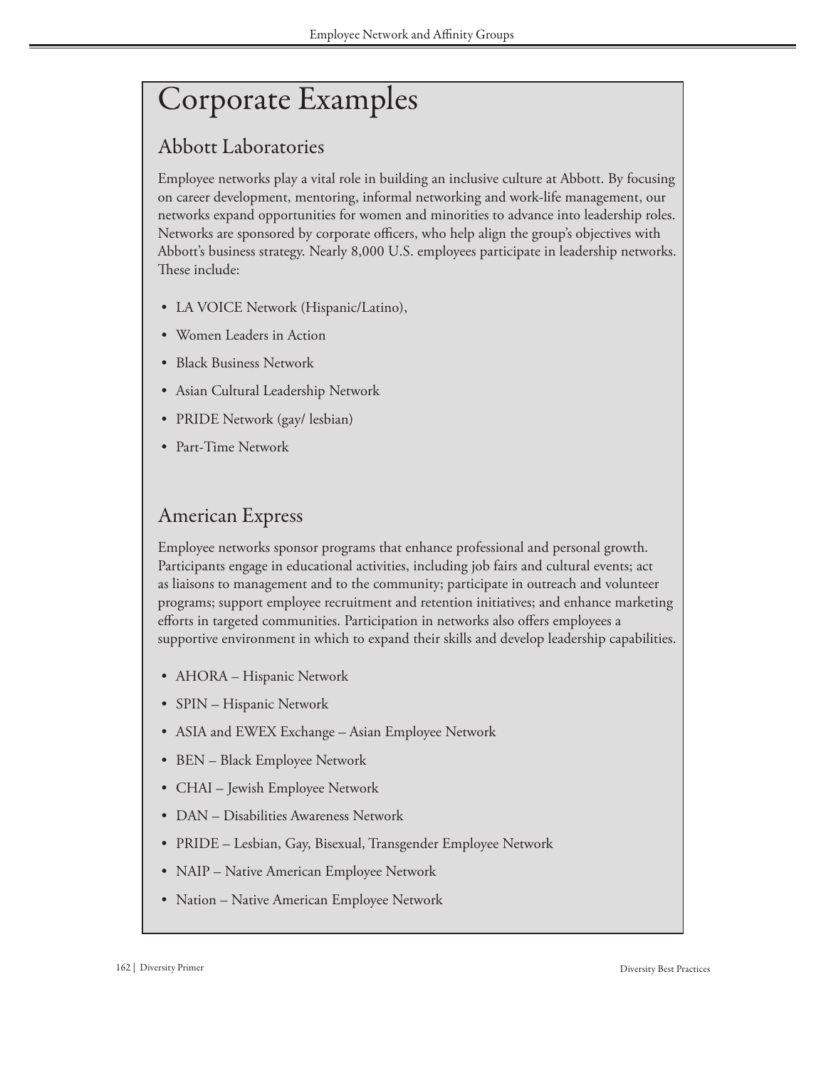# Corporate Examples

## Abbott Laboratories

Employee networks play a vital role in building an inclusive culture at Abbott. By focusing on career development, mentoring, informal networking and work-life management, our networks expand opportunities for women and minorities to advance into leadership roles. Networks are sponsored by corporate officers, who help align the group's objectives with Abbott's business strategy. Nearly 8,000 U.S. employees participate in leadership networks. These include:

- LA VOICE Network (Hispanic/Latino),
- Women Leaders in Action
- Black Business Network
- Asian Cultural Leadership Network
- PRIDE Network (gay/ lesbian)
- Part-Time Network

## American Express

Employee networks sponsor programs that enhance professional and personal growth. Participants engage in educational activities, including job fairs and cultural events; act as liaisons to management and to the community; participate in outreach and volunteer programs; support employee recruitment and retention initiatives; and enhance marketing efforts in targeted communities. Participation in networks also offers employees a supportive environment in which to expand their skills and develop leadership capabilities.

- AHORA – Hispanic Network
- SPIN – Hispanic Network
- ASIA and EWEX Exchange – Asian Employee Network
- BEN – Black Employee Network
- CHAI – Jewish Employee Network
- DAN – Disabilities Awareness Network
- PRIDE – Lesbian, Gay, Bisexual, Transgender Employee Network
- NAIP – Native American Employee Network
- Nation – Native American Employee Network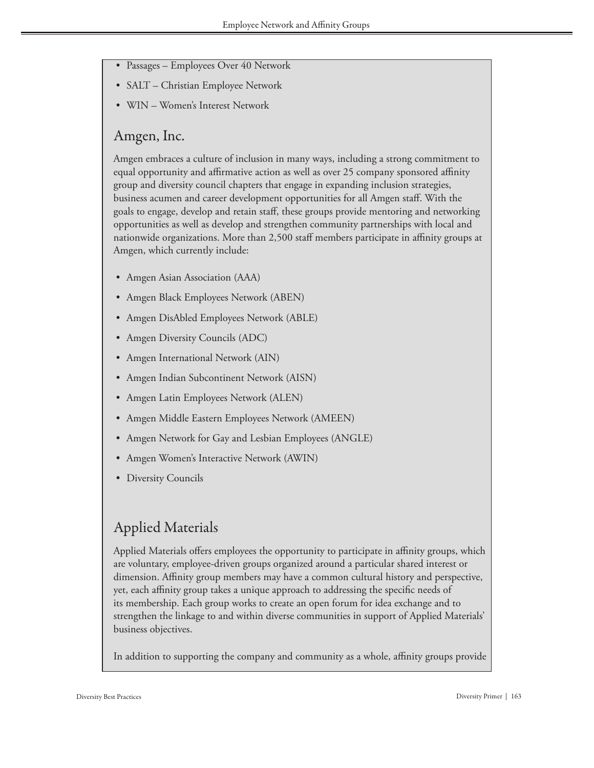- Passages – Employees Over 40 Network
- SALT – Christian Employee Network
- WIN – Women's Interest Network

## Amgen, Inc.

Amgen embraces a culture of inclusion in many ways, including a strong commitment to equal opportunity and affirmative action as well as over 25 company sponsored affinity group and diversity council chapters that engage in expanding inclusion strategies, business acumen and career development opportunities for all Amgen staff. With the goals to engage, develop and retain staff, these groups provide mentoring and networking opportunities as well as develop and strengthen community partnerships with local and nationwide organizations. More than 2,500 staff members participate in affinity groups at Amgen, which currently include:

- Amgen Asian Association (AAA)
- Amgen Black Employees Network (ABEN)
- Amgen DisAbled Employees Network (ABLE)
- Amgen Diversity Councils (ADC)
- Amgen International Network (AIN)
- Amgen Indian Subcontinent Network (AISN)
- Amgen Latin Employees Network (ALEN)
- Amgen Middle Eastern Employees Network (AMEEN)
- Amgen Network for Gay and Lesbian Employees (ANGLE)
- Amgen Women's Interactive Network (AWIN)
- Diversity Councils

## Applied Materials

Applied Materials offers employees the opportunity to participate in affinity groups, which are voluntary, employee-driven groups organized around a particular shared interest or dimension. Affinity group members may have a common cultural history and perspective, yet, each affinity group takes a unique approach to addressing the specific needs of its membership. Each group works to create an open forum for idea exchange and to strengthen the linkage to and within diverse communities in support of Applied Materials' business objectives.

In addition to supporting the company and community as a whole, affinity groups provide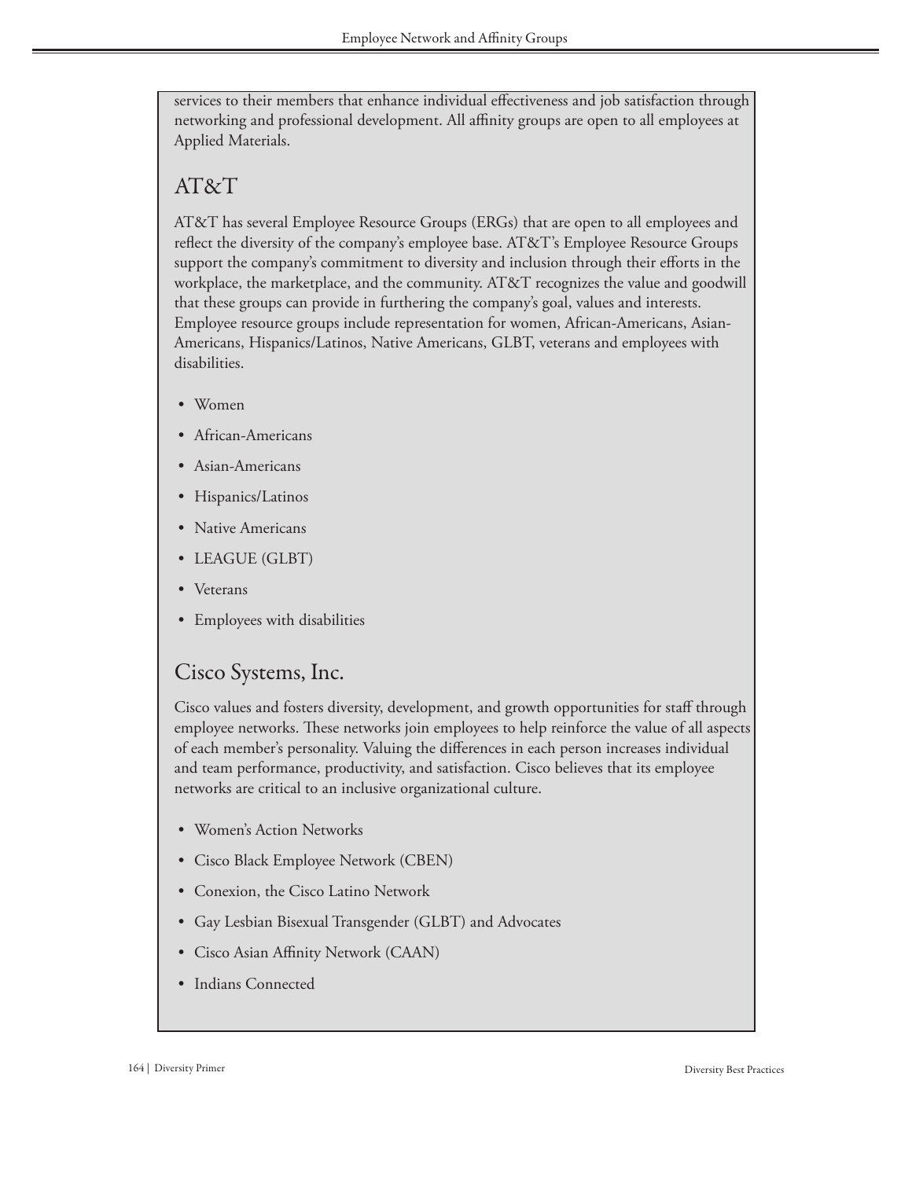services to their members that enhance individual effectiveness and job satisfaction through networking and professional development. All affinity groups are open to all employees at Applied Materials.

## AT&T

AT&T has several Employee Resource Groups (ERGs) that are open to all employees and reflect the diversity of the company's employee base. AT&T's Employee Resource Groups support the company's commitment to diversity and inclusion through their efforts in the workplace, the marketplace, and the community. AT&T recognizes the value and goodwill that these groups can provide in furthering the company's goal, values and interests. Employee resource groups include representation for women, African-Americans, Asian-Americans, Hispanics/Latinos, Native Americans, GLBT, veterans and employees with disabilities.

- Women
- African-Americans
- Asian-Americans
- Hispanics/Latinos
- Native Americans
- LEAGUE (GLBT)
- Veterans
- Employees with disabilities

## Cisco Systems, Inc.

Cisco values and fosters diversity, development, and growth opportunities for staff through employee networks. These networks join employees to help reinforce the value of all aspects of each member's personality. Valuing the differences in each person increases individual and team performance, productivity, and satisfaction. Cisco believes that its employee networks are critical to an inclusive organizational culture.

- Women's Action Networks
- Cisco Black Employee Network (CBEN)
- Conexion, the Cisco Latino Network
- Gay Lesbian Bisexual Transgender (GLBT) and Advocates
- Cisco Asian Affinity Network (CAAN)
- Indians Connected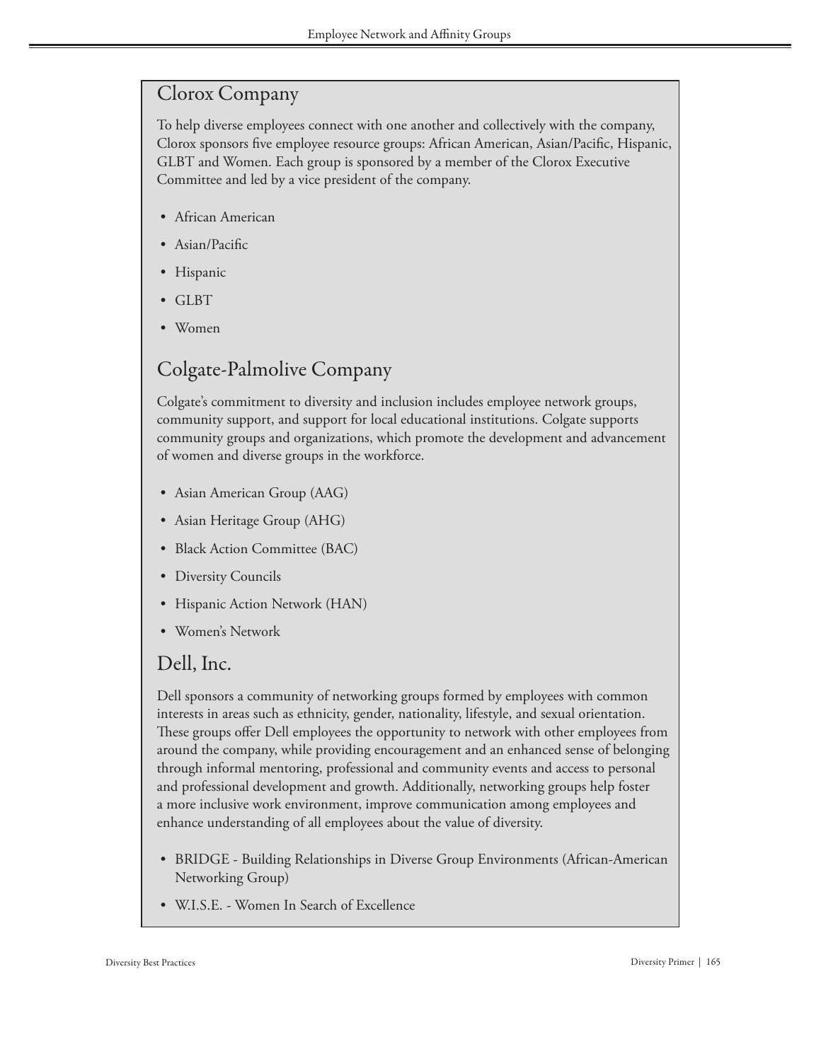## Clorox Company

To help diverse employees connect with one another and collectively with the company, Clorox sponsors five employee resource groups: African American, Asian/Pacific, Hispanic, GLBT and Women. Each group is sponsored by a member of the Clorox Executive Committee and led by a vice president of the company.

- African American
- Asian/Pacific
- Hispanic
- GLBT
- Women

## Colgate-Palmolive Company

Colgate's commitment to diversity and inclusion includes employee network groups, community support, and support for local educational institutions. Colgate supports community groups and organizations, which promote the development and advancement of women and diverse groups in the workforce.

- Asian American Group (AAG)
- Asian Heritage Group (AHG)
- Black Action Committee (BAC)
- Diversity Councils
- Hispanic Action Network (HAN)
- Women's Network

## Dell, Inc.

Dell sponsors a community of networking groups formed by employees with common interests in areas such as ethnicity, gender, nationality, lifestyle, and sexual orientation. These groups offer Dell employees the opportunity to network with other employees from around the company, while providing encouragement and an enhanced sense of belonging through informal mentoring, professional and community events and access to personal and professional development and growth. Additionally, networking groups help foster a more inclusive work environment, improve communication among employees and enhance understanding of all employees about the value of diversity.

- BRIDGE - Building Relationships in Diverse Group Environments (African-American Networking Group)
- W.I.S.E. - Women In Search of Excellence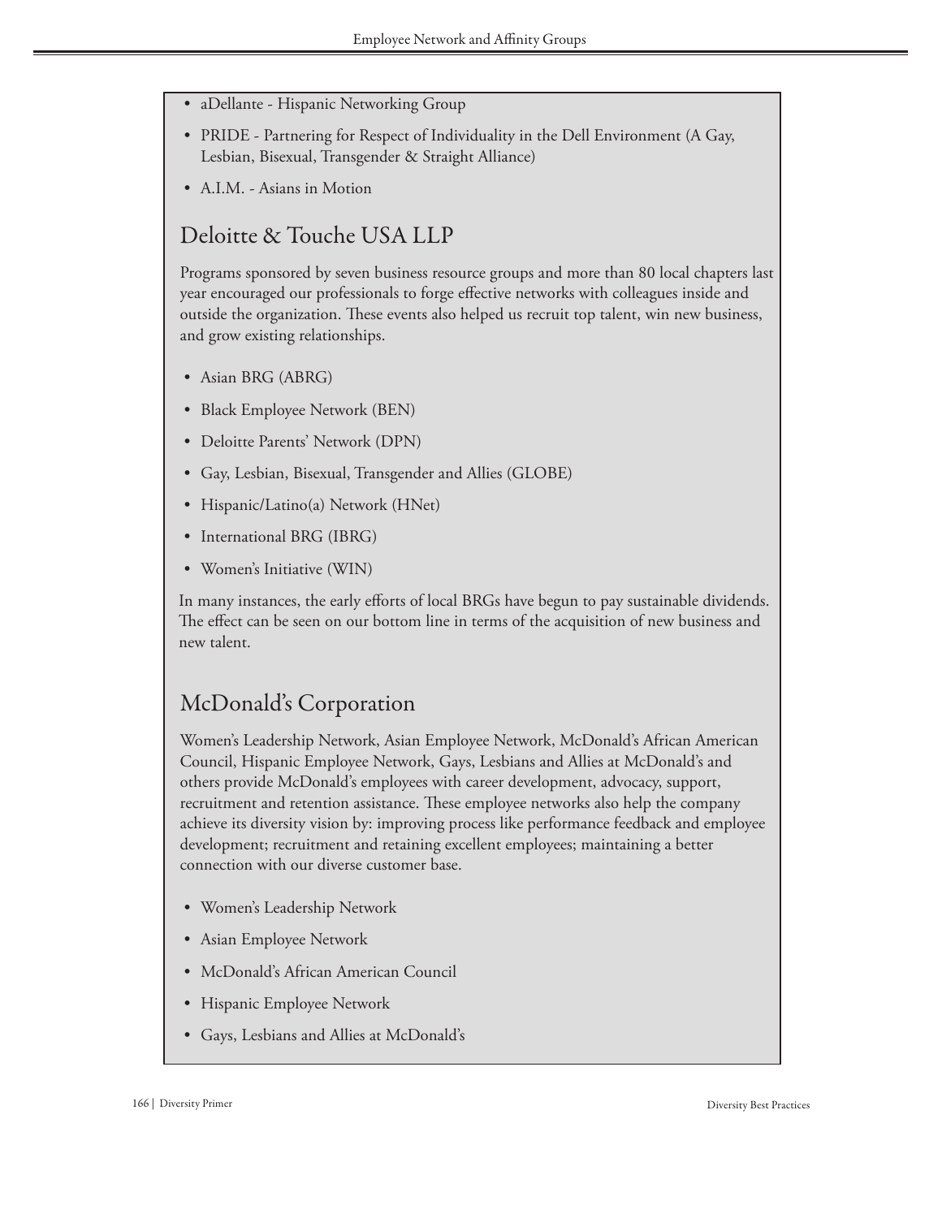- aDellante - Hispanic Networking Group
- PRIDE - Partnering for Respect of Individuality in the Dell Environment (A Gay, Lesbian, Bisexual, Transgender & Straight Alliance)
- A.I.M. - Asians in Motion

## Deloitte & Touche USA LLP

Programs sponsored by seven business resource groups and more than 80 local chapters last year encouraged our professionals to forge effective networks with colleagues inside and outside the organization. These events also helped us recruit top talent, win new business, and grow existing relationships.

- Asian BRG (ABRG)
- Black Employee Network (BEN)
- Deloitte Parents' Network (DPN)
- Gay, Lesbian, Bisexual, Transgender and Allies (GLOBE)
- Hispanic/Latino(a) Network (HNet)
- International BRG (IBRG)
- Women's Initiative (WIN)

In many instances, the early efforts of local BRGs have begun to pay sustainable dividends. The effect can be seen on our bottom line in terms of the acquisition of new business and new talent.

## McDonald's Corporation

Women's Leadership Network, Asian Employee Network, McDonald's African American Council, Hispanic Employee Network, Gays, Lesbians and Allies at McDonald's and others provide McDonald's employees with career development, advocacy, support, recruitment and retention assistance. These employee networks also help the company achieve its diversity vision by: improving process like performance feedback and employee development; recruitment and retaining excellent employees; maintaining a better connection with our diverse customer base.

- Women's Leadership Network
- Asian Employee Network
- McDonald's African American Council
- Hispanic Employee Network
- Gays, Lesbians and Allies at McDonald's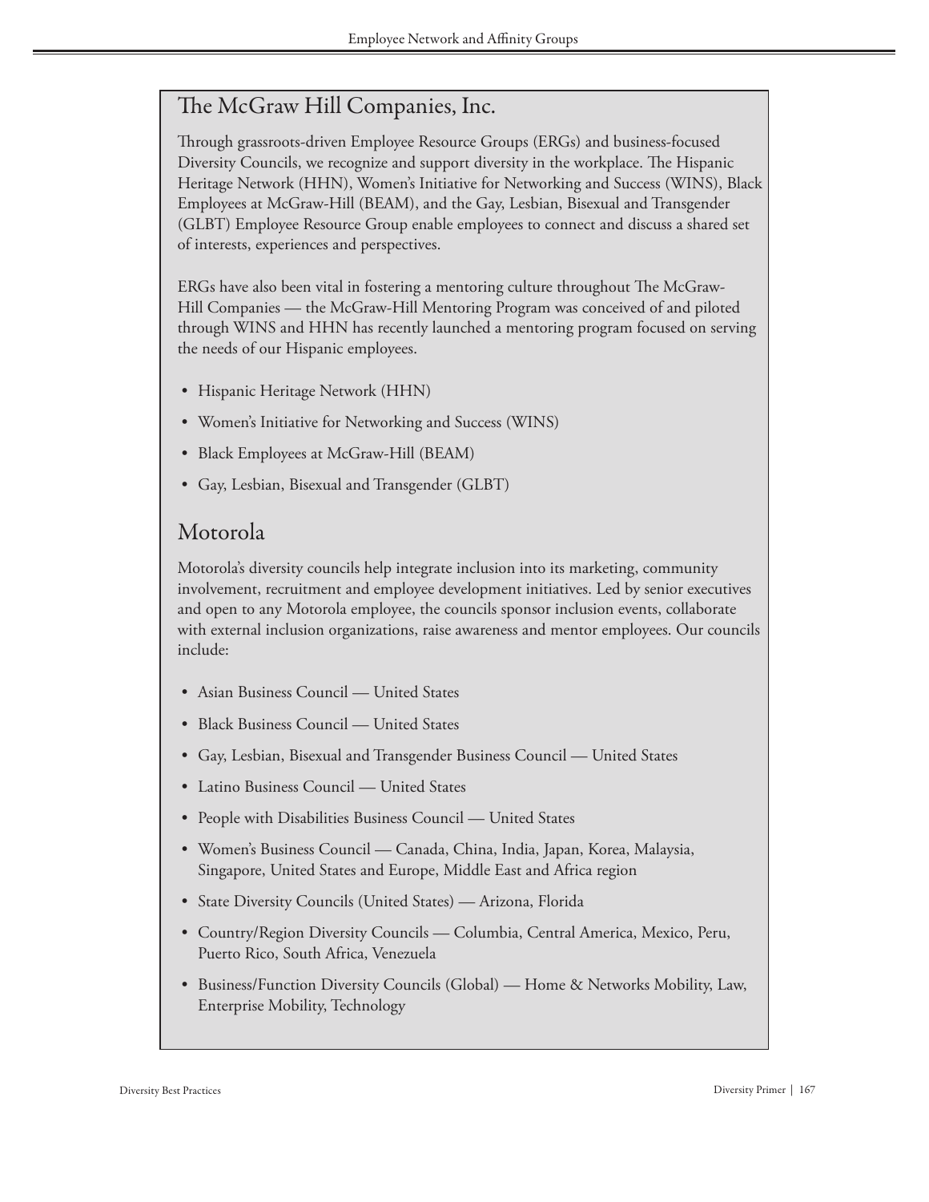## The McGraw Hill Companies, Inc.

Through grassroots-driven Employee Resource Groups (ERGs) and business-focused Diversity Councils, we recognize and support diversity in the workplace. The Hispanic Heritage Network (HHN), Women's Initiative for Networking and Success (WINS), Black Employees at McGraw-Hill (BEAM), and the Gay, Lesbian, Bisexual and Transgender (GLBT) Employee Resource Group enable employees to connect and discuss a shared set of interests, experiences and perspectives.

ERGs have also been vital in fostering a mentoring culture throughout The McGraw-Hill Companies — the McGraw-Hill Mentoring Program was conceived of and piloted through WINS and HHN has recently launched a mentoring program focused on serving the needs of our Hispanic employees.

- Hispanic Heritage Network (HHN)
- Women's Initiative for Networking and Success (WINS)
- Black Employees at McGraw-Hill (BEAM)
- Gay, Lesbian, Bisexual and Transgender (GLBT)

## Motorola

Motorola's diversity councils help integrate inclusion into its marketing, community involvement, recruitment and employee development initiatives. Led by senior executives and open to any Motorola employee, the councils sponsor inclusion events, collaborate with external inclusion organizations, raise awareness and mentor employees. Our councils include:

- Asian Business Council — United States
- Black Business Council — United States
- Gay, Lesbian, Bisexual and Transgender Business Council — United States
- Latino Business Council — United States
- People with Disabilities Business Council — United States
- Women's Business Council — Canada, China, India, Japan, Korea, Malaysia, Singapore, United States and Europe, Middle East and Africa region
- State Diversity Councils (United States) — Arizona, Florida
- Country/Region Diversity Councils — Columbia, Central America, Mexico, Peru, Puerto Rico, South Africa, Venezuela
- Business/Function Diversity Councils (Global) — Home & Networks Mobility, Law, Enterprise Mobility, Technology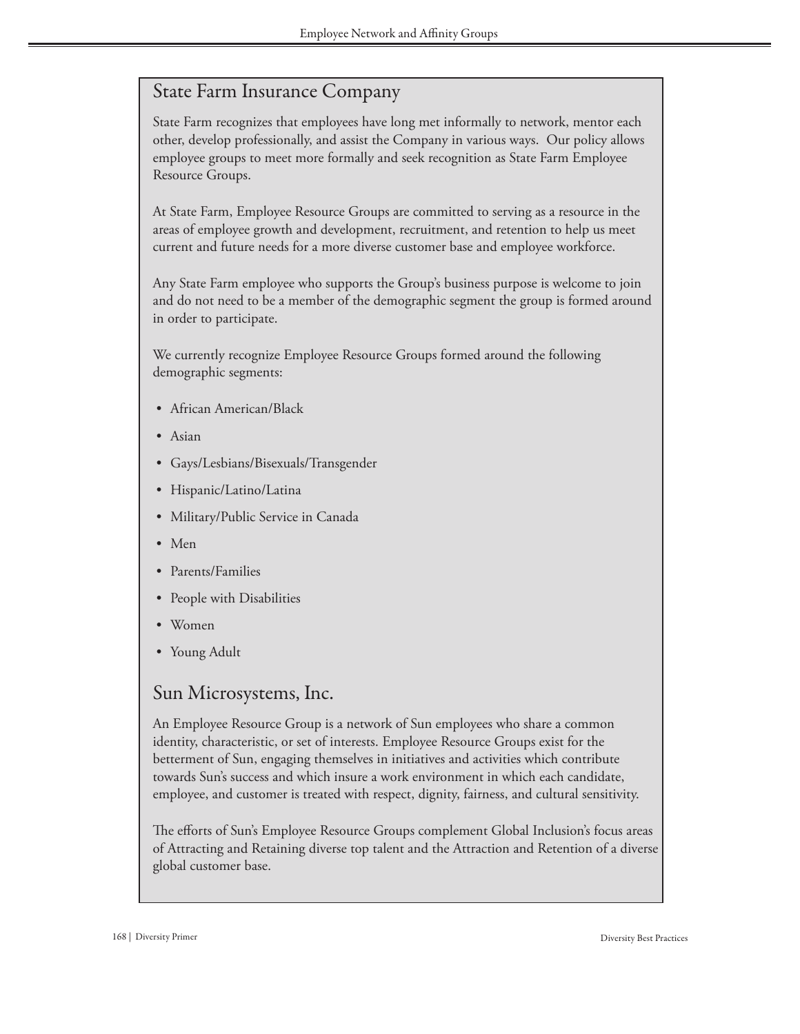## State Farm Insurance Company

State Farm recognizes that employees have long met informally to network, mentor each other, develop professionally, and assist the Company in various ways. Our policy allows employee groups to meet more formally and seek recognition as State Farm Employee Resource Groups.

At State Farm, Employee Resource Groups are committed to serving as a resource in the areas of employee growth and development, recruitment, and retention to help us meet current and future needs for a more diverse customer base and employee workforce.

Any State Farm employee who supports the Group's business purpose is welcome to join and do not need to be a member of the demographic segment the group is formed around in order to participate.

We currently recognize Employee Resource Groups formed around the following demographic segments:

- African American/Black
- Asian
- Gays/Lesbians/Bisexuals/Transgender
- Hispanic/Latino/Latina
- Military/Public Service in Canada
- Men
- Parents/Families
- People with Disabilities
- Women
- Young Adult

## Sun Microsystems, Inc.

An Employee Resource Group is a network of Sun employees who share a common identity, characteristic, or set of interests. Employee Resource Groups exist for the betterment of Sun, engaging themselves in initiatives and activities which contribute towards Sun's success and which insure a work environment in which each candidate, employee, and customer is treated with respect, dignity, fairness, and cultural sensitivity.

The efforts of Sun's Employee Resource Groups complement Global Inclusion's focus areas of Attracting and Retaining diverse top talent and the Attraction and Retention of a diverse global customer base.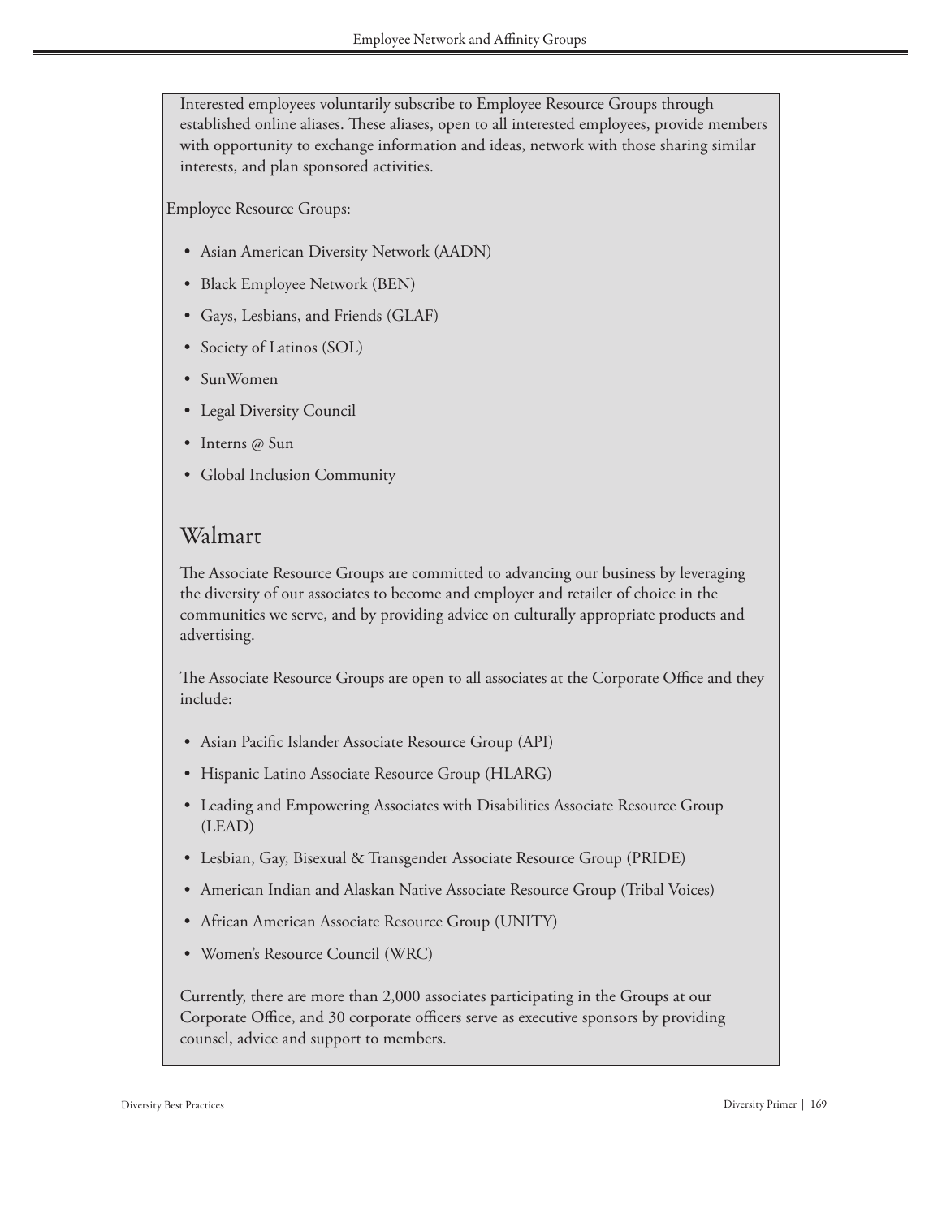Interested employees voluntarily subscribe to Employee Resource Groups through established online aliases. These aliases, open to all interested employees, provide members with opportunity to exchange information and ideas, network with those sharing similar interests, and plan sponsored activities.

Employee Resource Groups:

- Asian American Diversity Network (AADN)
- Black Employee Network (BEN)
- Gays, Lesbians, and Friends (GLAF)
- Society of Latinos (SOL)
- SunWomen
- Legal Diversity Council
- Interns @ Sun
- Global Inclusion Community

## Walmart

The Associate Resource Groups are committed to advancing our business by leveraging the diversity of our associates to become and employer and retailer of choice in the communities we serve, and by providing advice on culturally appropriate products and advertising.

The Associate Resource Groups are open to all associates at the Corporate Office and they include:

- Asian Pacific Islander Associate Resource Group (API)
- Hispanic Latino Associate Resource Group (HLARG)
- Leading and Empowering Associates with Disabilities Associate Resource Group (LEAD)
- Lesbian, Gay, Bisexual & Transgender Associate Resource Group (PRIDE)
- American Indian and Alaskan Native Associate Resource Group (Tribal Voices)
- African American Associate Resource Group (UNITY)
- Women's Resource Council (WRC)

Currently, there are more than 2,000 associates participating in the Groups at our Corporate Office, and 30 corporate officers serve as executive sponsors by providing counsel, advice and support to members.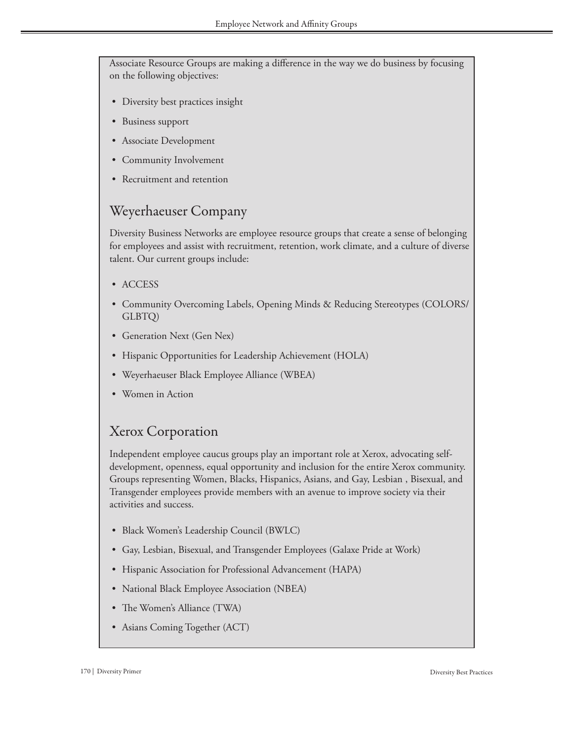Associate Resource Groups are making a difference in the way we do business by focusing on the following objectives:

- Diversity best practices insight
- Business support
- Associate Development
- Community Involvement
- Recruitment and retention

## Weyerhaeuser Company

Diversity Business Networks are employee resource groups that create a sense of belonging for employees and assist with recruitment, retention, work climate, and a culture of diverse talent. Our current groups include:

- ACCESS
- Community Overcoming Labels, Opening Minds & Reducing Stereotypes (COLORS/GLBTQ)
- Generation Next (Gen Nex)
- Hispanic Opportunities for Leadership Achievement (HOLA)
- Weyerhaeuser Black Employee Alliance (WBEA)
- Women in Action

## Xerox Corporation

Independent employee caucus groups play an important role at Xerox, advocating self-development, openness, equal opportunity and inclusion for the entire Xerox community. Groups representing Women, Blacks, Hispanics, Asians, and Gay, Lesbian , Bisexual, and Transgender employees provide members with an avenue to improve society via their activities and success.

- Black Women's Leadership Council (BWLC)
- Gay, Lesbian, Bisexual, and Transgender Employees (Galaxe Pride at Work)
- Hispanic Association for Professional Advancement (HAPA)
- National Black Employee Association (NBEA)
- The Women's Alliance (TWA)
- Asians Coming Together (ACT)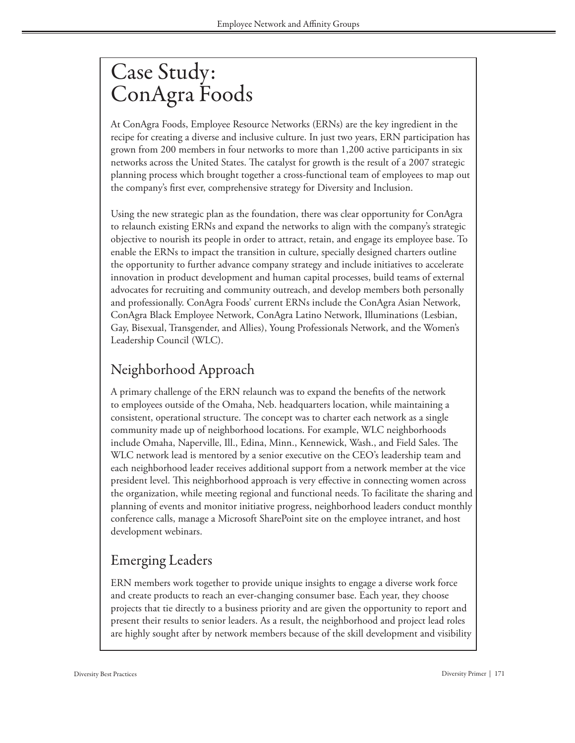# Case Study: ConAgra Foods

At ConAgra Foods, Employee Resource Networks (ERNs) are the key ingredient in the recipe for creating a diverse and inclusive culture. In just two years, ERN participation has grown from 200 members in four networks to more than 1,200 active participants in six networks across the United States. The catalyst for growth is the result of a 2007 strategic planning process which brought together a cross-functional team of employees to map out the company's first ever, comprehensive strategy for Diversity and Inclusion.

Using the new strategic plan as the foundation, there was clear opportunity for ConAgra to relaunch existing ERNs and expand the networks to align with the company's strategic objective to nourish its people in order to attract, retain, and engage its employee base. To enable the ERNs to impact the transition in culture, specially designed charters outline the opportunity to further advance company strategy and include initiatives to accelerate innovation in product development and human capital processes, build teams of external advocates for recruiting and community outreach, and develop members both personally and professionally. ConAgra Foods' current ERNs include the ConAgra Asian Network, ConAgra Black Employee Network, ConAgra Latino Network, Illuminations (Lesbian, Gay, Bisexual, Transgender, and Allies), Young Professionals Network, and the Women's Leadership Council (WLC).

## Neighborhood Approach

A primary challenge of the ERN relaunch was to expand the benefits of the network to employees outside of the Omaha, Neb. headquarters location, while maintaining a consistent, operational structure. The concept was to charter each network as a single community made up of neighborhood locations. For example, WLC neighborhoods include Omaha, Naperville, Ill., Edina, Minn., Kennewick, Wash., and Field Sales. The WLC network lead is mentored by a senior executive on the CEO's leadership team and each neighborhood leader receives additional support from a network member at the vice president level. This neighborhood approach is very effective in connecting women across the organization, while meeting regional and functional needs. To facilitate the sharing and planning of events and monitor initiative progress, neighborhood leaders conduct monthly conference calls, manage a Microsoft SharePoint site on the employee intranet, and host development webinars.

## Emerging Leaders

ERN members work together to provide unique insights to engage a diverse work force and create products to reach an ever-changing consumer base. Each year, they choose projects that tie directly to a business priority and are given the opportunity to report and present their results to senior leaders. As a result, the neighborhood and project lead roles are highly sought after by network members because of the skill development and visibility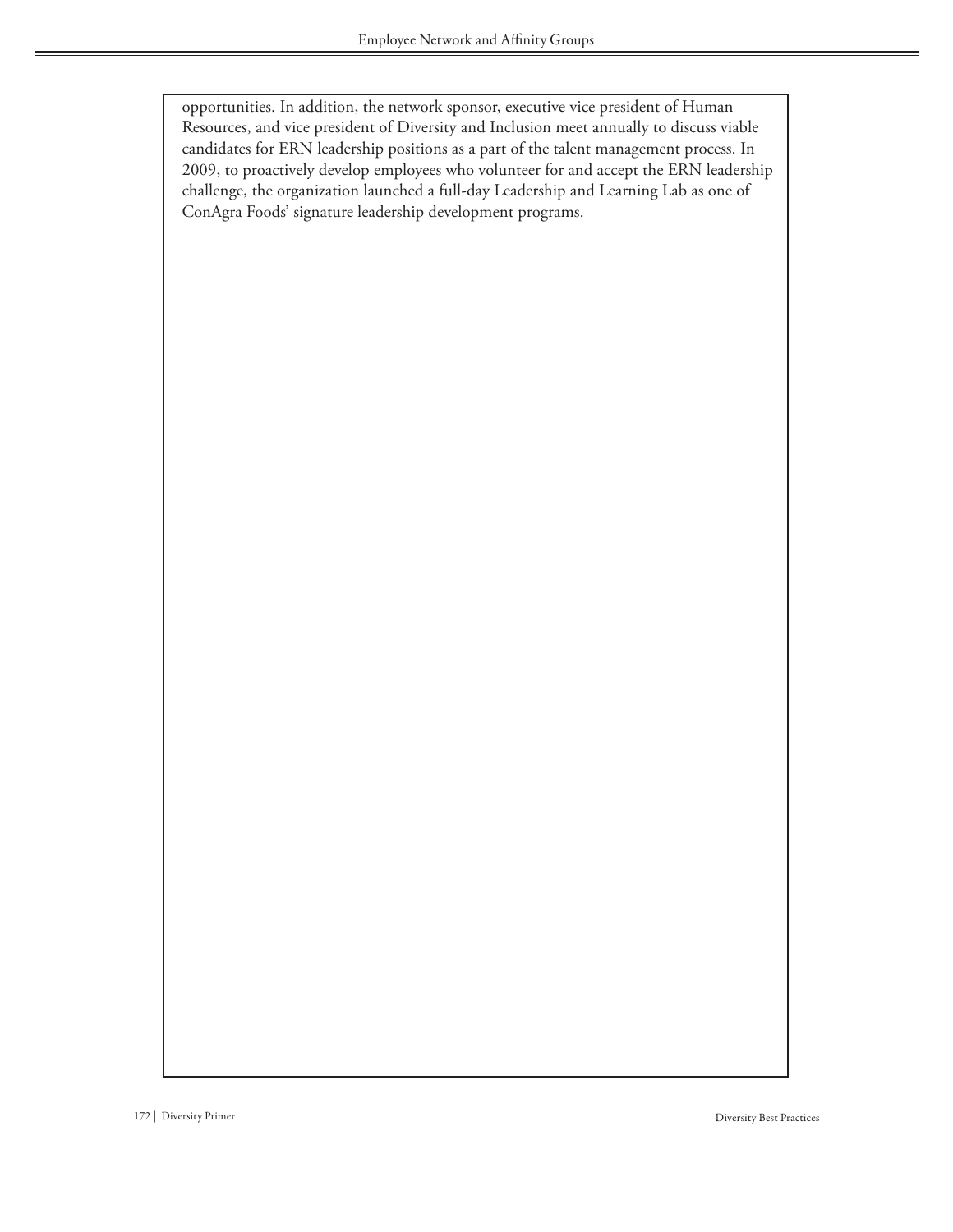opportunities. In addition, the network sponsor, executive vice president of Human Resources, and vice president of Diversity and Inclusion meet annually to discuss viable candidates for ERN leadership positions as a part of the talent management process. In 2009, to proactively develop employees who volunteer for and accept the ERN leadership challenge, the organization launched a full-day Leadership and Learning Lab as one of ConAgra Foods' signature leadership development programs.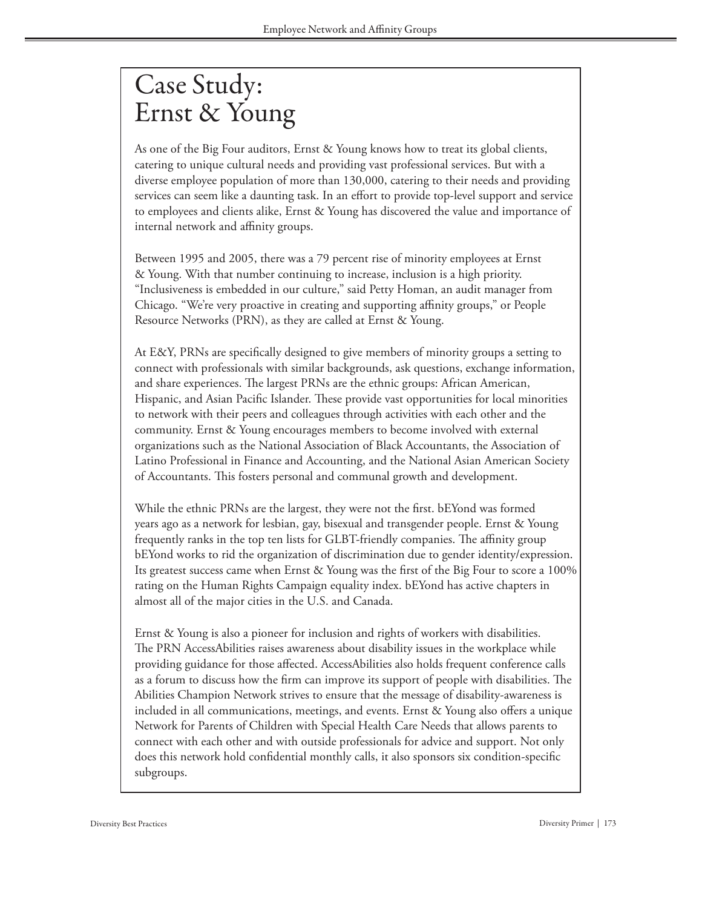# Case Study: Ernst & Young

As one of the Big Four auditors, Ernst & Young knows how to treat its global clients, catering to unique cultural needs and providing vast professional services. But with a diverse employee population of more than 130,000, catering to their needs and providing services can seem like a daunting task. In an effort to provide top-level support and service to employees and clients alike, Ernst & Young has discovered the value and importance of internal network and affinity groups.

Between 1995 and 2005, there was a 79 percent rise of minority employees at Ernst & Young. With that number continuing to increase, inclusion is a high priority. "Inclusiveness is embedded in our culture," said Petty Homan, an audit manager from Chicago. "We're very proactive in creating and supporting affinity groups," or People Resource Networks (PRN), as they are called at Ernst & Young.

At E&Y, PRNs are specifically designed to give members of minority groups a setting to connect with professionals with similar backgrounds, ask questions, exchange information, and share experiences. The largest PRNs are the ethnic groups: African American, Hispanic, and Asian Pacific Islander. These provide vast opportunities for local minorities to network with their peers and colleagues through activities with each other and the community. Ernst & Young encourages members to become involved with external organizations such as the National Association of Black Accountants, the Association of Latino Professional in Finance and Accounting, and the National Asian American Society of Accountants. This fosters personal and communal growth and development.

While the ethnic PRNs are the largest, they were not the first. bEYond was formed years ago as a network for lesbian, gay, bisexual and transgender people. Ernst & Young frequently ranks in the top ten lists for GLBT-friendly companies. The affinity group bEYond works to rid the organization of discrimination due to gender identity/expression. Its greatest success came when Ernst & Young was the first of the Big Four to score a 100% rating on the Human Rights Campaign equality index. bEYond has active chapters in almost all of the major cities in the U.S. and Canada.

Ernst & Young is also a pioneer for inclusion and rights of workers with disabilities. The PRN AccessAbilities raises awareness about disability issues in the workplace while providing guidance for those affected. AccessAbilities also holds frequent conference calls as a forum to discuss how the firm can improve its support of people with disabilities. The Abilities Champion Network strives to ensure that the message of disability-awareness is included in all communications, meetings, and events. Ernst & Young also offers a unique Network for Parents of Children with Special Health Care Needs that allows parents to connect with each other and with outside professionals for advice and support. Not only does this network hold confidential monthly calls, it also sponsors six condition-specific subgroups.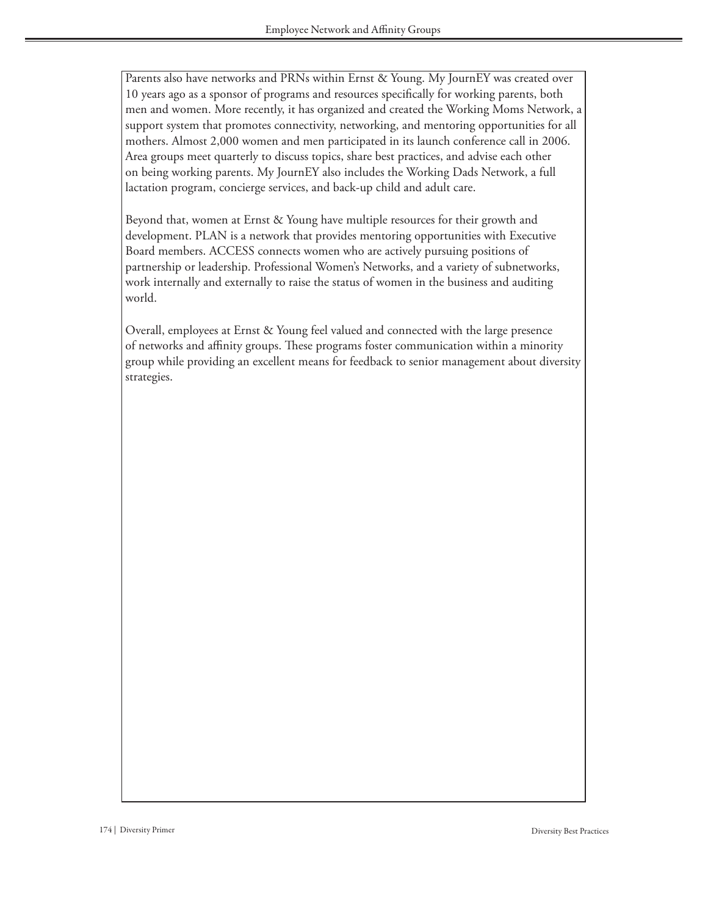Parents also have networks and PRNs within Ernst & Young. My JournEY was created over 10 years ago as a sponsor of programs and resources specifically for working parents, both men and women. More recently, it has organized and created the Working Moms Network, a support system that promotes connectivity, networking, and mentoring opportunities for all mothers. Almost 2,000 women and men participated in its launch conference call in 2006. Area groups meet quarterly to discuss topics, share best practices, and advise each other on being working parents. My JournEY also includes the Working Dads Network, a full lactation program, concierge services, and back-up child and adult care.

Beyond that, women at Ernst & Young have multiple resources for their growth and development. PLAN is a network that provides mentoring opportunities with Executive Board members. ACCESS connects women who are actively pursuing positions of partnership or leadership. Professional Women's Networks, and a variety of subnetworks, work internally and externally to raise the status of women in the business and auditing world.

Overall, employees at Ernst & Young feel valued and connected with the large presence of networks and affinity groups. These programs foster communication within a minority group while providing an excellent means for feedback to senior management about diversity strategies.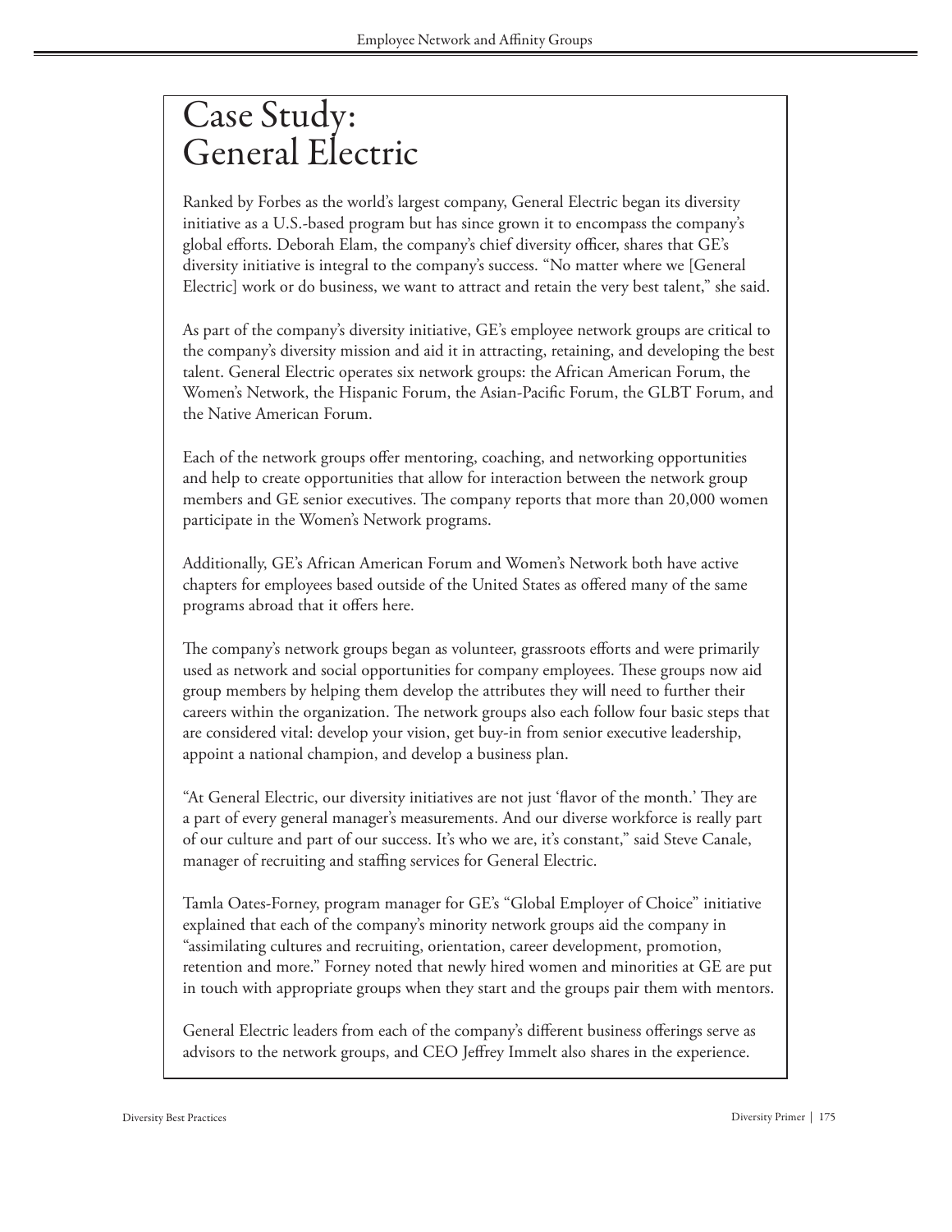# Case Study: General Electric

Ranked by Forbes as the world's largest company, General Electric began its diversity initiative as a U.S.-based program but has since grown it to encompass the company's global efforts. Deborah Elam, the company's chief diversity officer, shares that GE's diversity initiative is integral to the company's success. "No matter where we [General Electric] work or do business, we want to attract and retain the very best talent," she said.

As part of the company's diversity initiative, GE's employee network groups are critical to the company's diversity mission and aid it in attracting, retaining, and developing the best talent. General Electric operates six network groups: the African American Forum, the Women's Network, the Hispanic Forum, the Asian-Pacific Forum, the GLBT Forum, and the Native American Forum.

Each of the network groups offer mentoring, coaching, and networking opportunities and help to create opportunities that allow for interaction between the network group members and GE senior executives. The company reports that more than 20,000 women participate in the Women's Network programs.

Additionally, GE's African American Forum and Women's Network both have active chapters for employees based outside of the United States as offered many of the same programs abroad that it offers here.

The company's network groups began as volunteer, grassroots efforts and were primarily used as network and social opportunities for company employees. These groups now aid group members by helping them develop the attributes they will need to further their careers within the organization. The network groups also each follow four basic steps that are considered vital: develop your vision, get buy-in from senior executive leadership, appoint a national champion, and develop a business plan.

"At General Electric, our diversity initiatives are not just 'flavor of the month.' They are a part of every general manager's measurements. And our diverse workforce is really part of our culture and part of our success. It's who we are, it's constant," said Steve Canale, manager of recruiting and staffing services for General Electric.

Tamla Oates-Forney, program manager for GE's "Global Employer of Choice" initiative explained that each of the company's minority network groups aid the company in "assimilating cultures and recruiting, orientation, career development, promotion, retention and more." Forney noted that newly hired women and minorities at GE are put in touch with appropriate groups when they start and the groups pair them with mentors.

General Electric leaders from each of the company's different business offerings serve as advisors to the network groups, and CEO Jeffrey Immelt also shares in the experience.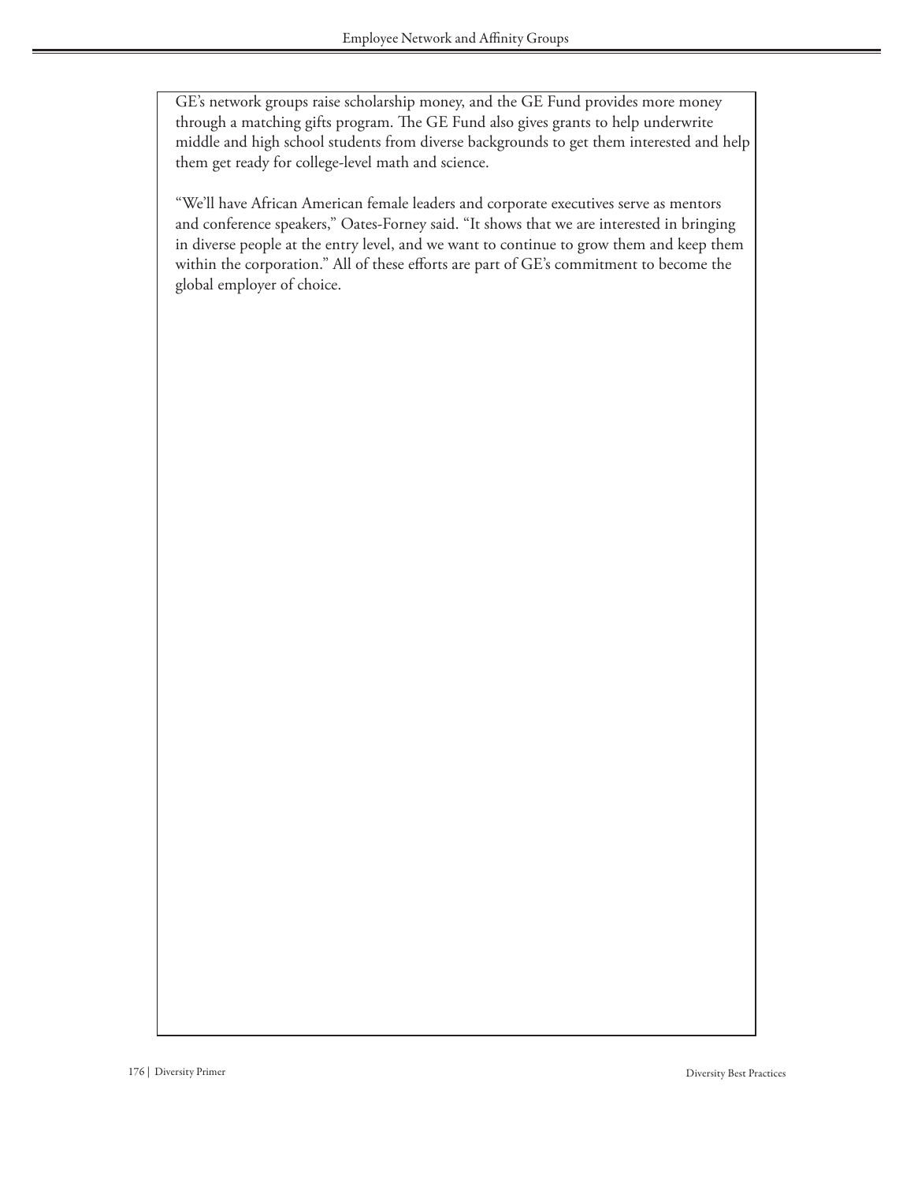GE's network groups raise scholarship money, and the GE Fund provides more money through a matching gifts program. The GE Fund also gives grants to help underwrite middle and high school students from diverse backgrounds to get them interested and help them get ready for college-level math and science.

"We'll have African American female leaders and corporate executives serve as mentors and conference speakers," Oates-Forney said. "It shows that we are interested in bringing in diverse people at the entry level, and we want to continue to grow them and keep them within the corporation." All of these efforts are part of GE's commitment to become the global employer of choice.